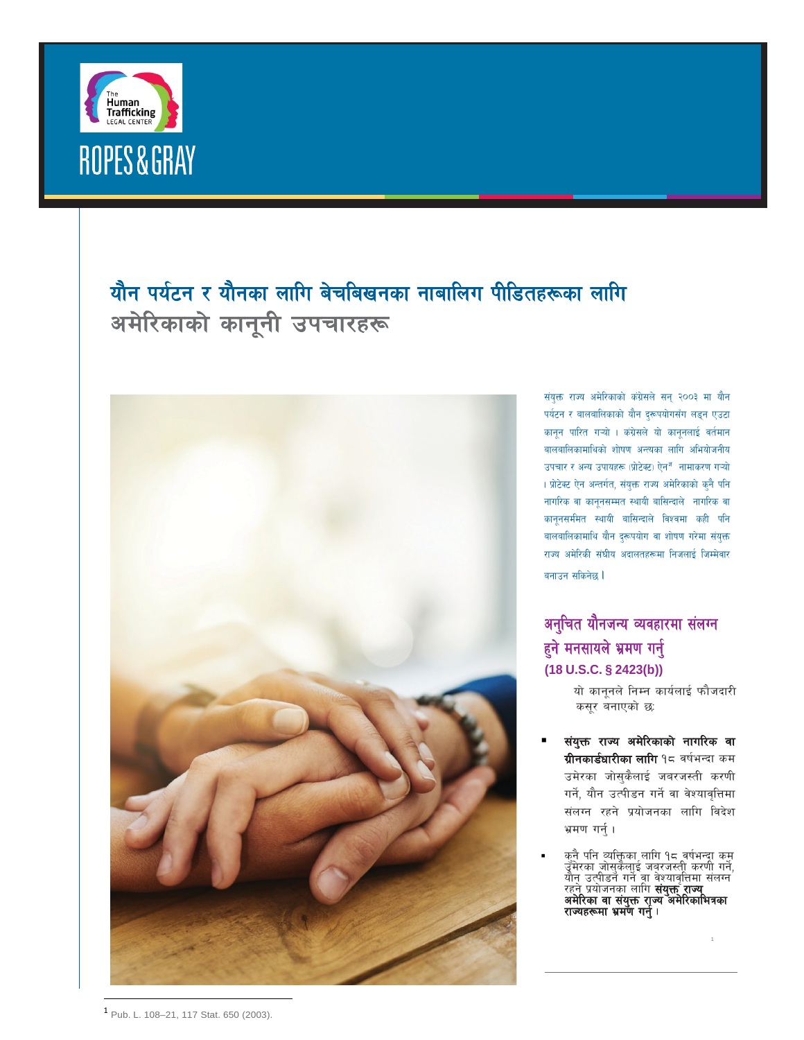# यौन पर्यटन र यौनका लागि बेचबिखनका नाबालिग पीडितहरूका लागि अमेरिकाको कानूनी उपचारहरू

संयुक्त राज्य अमेरिकाको कंग्रेसले सन् २००३ मा यौन पर्यटन र बालबालिकाको यौन दुरूपयोगसँग लड्न एउटा कानून पारित गर्‍यो । कंग्रेसले यो कानूनलाई वर्तमान बालबालिकामाथिको शोषण अन्त्यका लागि अभियोजनीय उपचार र अन्य उपायहरू (प्रोटेक्ट) ऐन[1] नामाकरण गर्‍यो । प्रोटेक्ट ऐन अन्तर्गत, संयुक्त राज्य अमेरिकाको कुनै पनि नागरिक वा कानूनसम्मत स्थायी बासिन्दाले नागरिक वा कानूनसम्मत स्थायी बासिन्दाले विश्वमा कहीं पनि बालबालिकामाथि यौन दुरूपयोग वा शोषण गरेमा संयुक्त राज्य अमेरिकी संघीय अदालतहरूमा निजलाई जिम्मेवार बनाउन सकिनेछ ।

## अनुचित यौनजन्य व्यवहारमा संलग्न हुने मनसायले भ्रमण गर्नु (18 U.S.C. § 2423(b))

यो कानूनले निम्न कार्यलाई फौजदारी कसूर बनाएको छः

- **संयुक्त राज्य अमेरिकाको नागरिक वा ग्रीनकार्डधारीका लागि** १८ वर्षभन्दा कम उमेरका जोसुकैलाई जबरजस्ती करणी गर्ने, यौन उत्पीडन गर्ने वा वेश्यावृत्तिमा संलग्न रहने प्रयोजनका लागि विदेश भ्रमण गर्नु ।
- कुनै पनि व्यक्तिका लागि १८ वर्षभन्दा कम उमेरका जोसुकैलाई जबरजस्ती करणी गर्ने, यौन उत्पीडन गर्ने वा वेश्यावृत्तिमा संलग्न रहने प्रयोजनका लागि **संयुक्त राज्य अमेरिका वा संयुक्त राज्य अमेरिकाभित्रका राज्यहरूमा भ्रमण गर्नु** ।

[1] Pub. L. 108–21, 117 Stat. 650 (2003).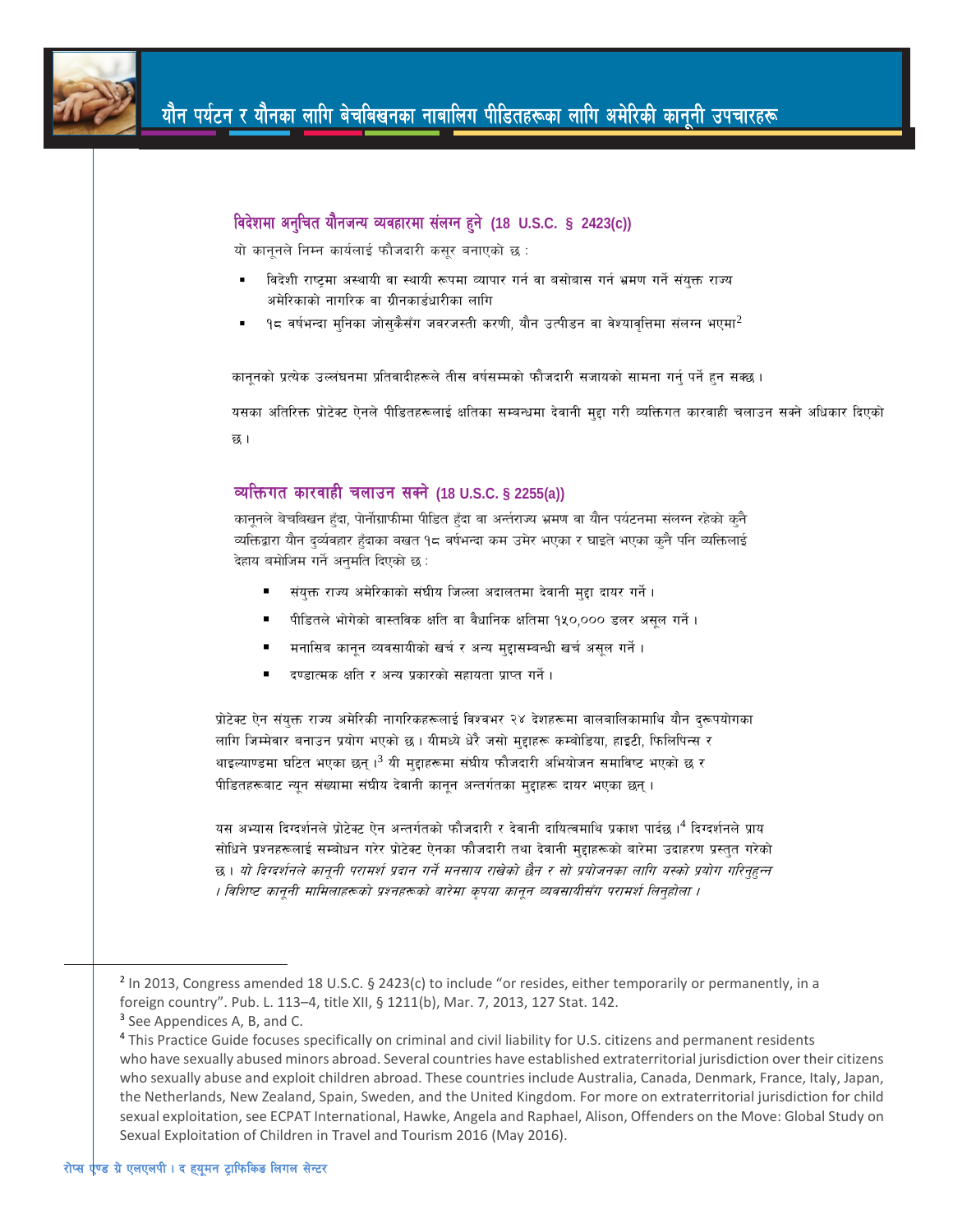# यौन पर्यटन र यौनका लागि बेचबिखनका नाबालिग पीडितहरूका लागि अमेरिकी कानूनी उपचारहरू

## विदेशमा अनुचित यौनजन्य व्यवहारमा संलग्न हुने (18 U.S.C. § 2423(c))

यो कानूनले निम्न कार्यलाई फौजदारी कसूर बनाएको छ :

- विदेशी राष्ट्रमा अस्थायी वा स्थायी रूपमा व्यापार गर्न वा बसोबास गर्न भ्रमण गर्ने संयुक्त राज्य अमेरिकाको नागरिक वा ग्रीनकार्डधारीका लागि
- १८ वर्षभन्दा मुनिका जोसुकैसँग जबरजस्ती करणी, यौन उत्पीडन वा वेश्यावृत्तिमा संलग्न भएमा[2]

कानूनको प्रत्येक उल्लंघनमा प्रतिवादीहरूले तीस वर्षसम्मको फौजदारी सजायको सामना गर्नु पर्ने हुन सक्छ ।

यसका अतिरिक्त प्रोटेक्ट ऐनले पीडितहरूलाई क्षतिका सम्बन्धमा देवानी मुद्दा गरी व्यक्तिगत कारवाही चलाउन सक्ने अधिकार दिएको छ ।

## व्यक्तिगत कारवाही चलाउन सक्ने (18 U.S.C. § 2255(a))

कानूनले बेचबिखन हुँदा, पोर्नोग्राफीमा पीडित हुँदा वा अन्तर्राज्य भ्रमण वा यौन पर्यटनमा संलग्न रहेको कुनै व्यक्तिद्वारा यौन दुर्व्यवहार हुँदाका बखत १८ वर्षभन्दा कम उमेर भएका र घाइते भएका कुनै पनि व्यक्तिलाई देहाय बमोजिम गर्ने अनुमति दिएको छ :

- संयुक्त राज्य अमेरिकाको संघीय जिल्ला अदालतमा देवानी मुद्दा दायर गर्ने ।
- पीडितले भोगेको वास्तविक क्षति वा वैधानिक क्षतिमा १५०,००० डलर असूल गर्ने ।
- मनासिब कानून व्यवसायीको खर्च र अन्य मुद्दासम्बन्धी खर्च असूल गर्ने ।
- दण्डात्मक क्षति र अन्य प्रकारको सहायता प्राप्त गर्ने ।

प्रोटेक्ट ऐन संयुक्त राज्य अमेरिकी नागरिकहरूलाई विश्वभर २४ देशहरूमा बालबालिकामाथि यौन दुरूपयोगका लागि जिम्मेवार बनाउन प्रयोग भएको छ । यीमध्ये धेरै जसो मुद्दाहरू कम्बोडिया, हाइटी, फिलिपिन्स र थाइल्याण्डमा घटित भएका छन् ।[3] यी मुद्दाहरूमा संघीय फौजदारी अभियोजन समाविष्ट भएको छ र पीडितहरूबाट न्यून संख्यामा संघीय देवानी कानून अन्तर्गतका मुद्दाहरू दायर भएका छन् ।

यस अभ्यास दिग्दर्शनले प्रोटेक्ट ऐन अन्तर्गतको फौजदारी र देवानी दायित्वमाथि प्रकाश पार्दछ ।[4] दिग्दर्शनले प्राय सोधिने प्रश्नहरूलाई सम्बोधन गरेर प्रोटेक्ट ऐनका फौजदारी तथा देवानी मुद्दाहरूको बारेमा उदाहरण प्रस्तुत गरेको छ । *यो दिग्दर्शनले कानूनी परामर्श प्रदान गर्ने मनसाय राखेको छैन र सो प्रयोजनका लागि यस्को प्रयोग गरिनुहुन्न । विशिष्ट कानूनी मामिलाहरूको प्रश्नहरूको बारेमा कृपया कानून व्यवसायीसँग परामर्श लिनुहोला ।*

---

[2] In 2013, Congress amended 18 U.S.C. § 2423(c) to include "or resides, either temporarily or permanently, in a foreign country". Pub. L. 113–4, title XII, § 1211(b), Mar. 7, 2013, 127 Stat. 142.

[3] See Appendices A, B, and C.

[4] This Practice Guide focuses specifically on criminal and civil liability for U.S. citizens and permanent residents who have sexually abused minors abroad. Several countries have established extraterritorial jurisdiction over their citizens who sexually abuse and exploit children abroad. These countries include Australia, Canada, Denmark, France, Italy, Japan, the Netherlands, New Zealand, Spain, Sweden, and the United Kingdom. For more on extraterritorial jurisdiction for child sexual exploitation, see ECPAT International, Hawke, Angela and Raphael, Alison, Offenders on the Move: Global Study on Sexual Exploitation of Children in Travel and Tourism 2016 (May 2016).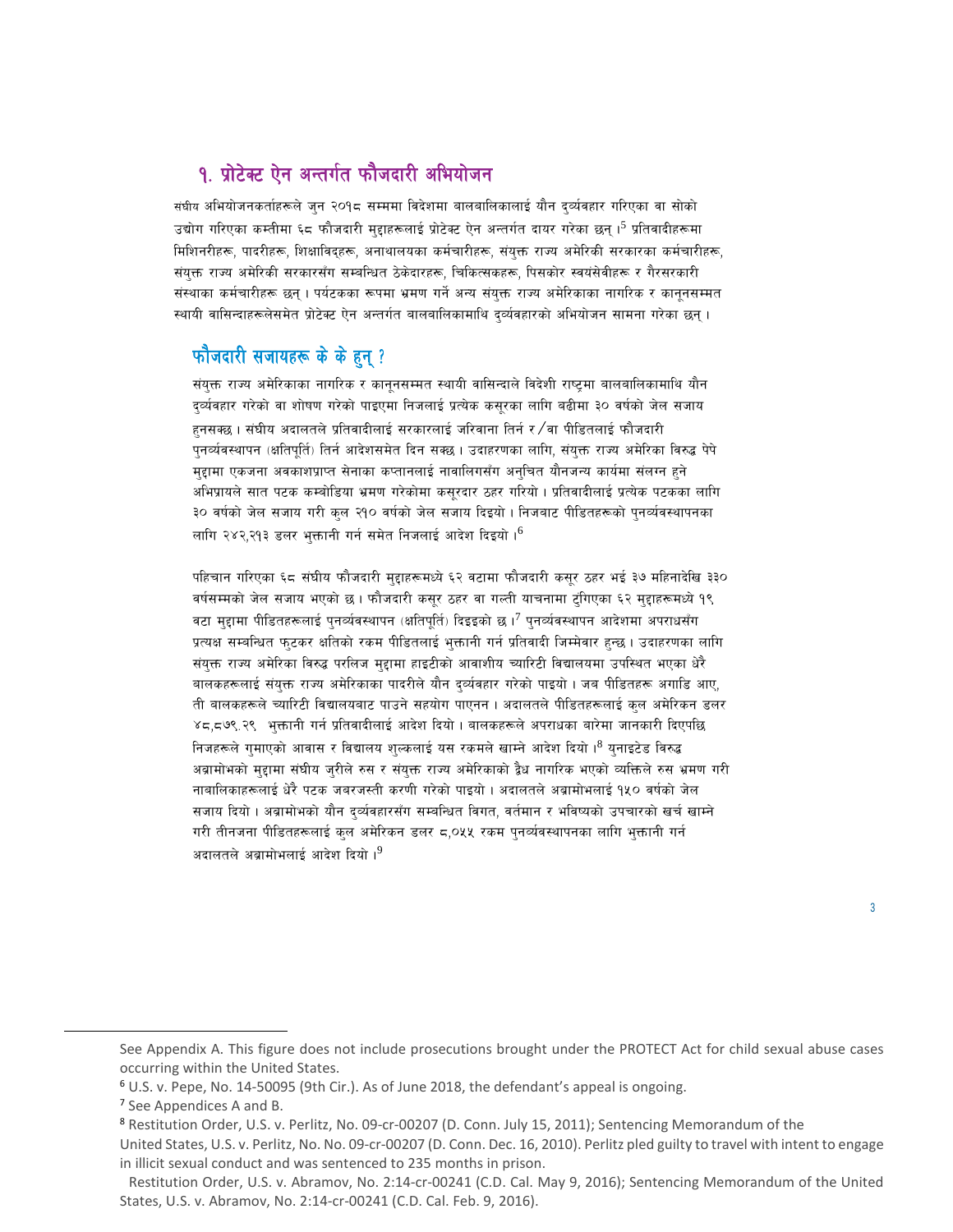## १. प्रोटेक्ट ऐन अन्तर्गत फौजदारी अभियोजन

संघीय अभियोजनकर्ताहरूले जुन २०१८ सम्ममा विदेशमा बालबालिकालाई यौन दुर्व्यवहार गरिएका वा सोको उद्योग गरिएका कम्तीमा ६८ फौजदारी मुद्दाहरूलाई प्रोटेक्ट ऐन अन्तर्गत दायर गरेका छन् ।[5] प्रतिवादीहरूमा मिशिनरीहरू, पादरीहरू, शिक्षाविद्हरू, अनाथालयका कर्मचारीहरू, संयुक्त राज्य अमेरिकी सरकारका कर्मचारीहरू, संयुक्त राज्य अमेरिकी सरकारसँग सम्बन्धित ठेकेदारहरू, चिकित्सकहरू, पिसकोर स्वयंसेवीहरू र गैरसरकारी संस्थाका कर्मचारीहरू छन् । पर्यटकका रूपमा भ्रमण गर्ने अन्य संयुक्त राज्य अमेरिकाका नागरिक र कानूनसम्मत स्थायी वासिन्दाहरूलेसमेत प्रोटेक्ट ऐन अन्तर्गत बालबालिकामाथि दुर्व्यवहारको अभियोजन सामना गरेका छन् ।

## फौजदारी सजायहरू के के हुन् ?

संयुक्त राज्य अमेरिकाका नागरिक र कानूनसम्मत स्थायी वासिन्दाले विदेशी राष्ट्रमा बालबालिकामाथि यौन दुर्व्यवहार गरेको वा शोषण गरेको पाइएमा निजलाई प्रत्येक कसूरका लागि बढीमा ३० वर्षको जेल सजाय हुनसक्छ । संघीय अदालतले प्रतिवादीलाई सरकारलाई जरिवाना तिर्न र/वा पीडितलाई फौजदारी पुनर्व्यवस्थापन (क्षतिपूर्ति) तिर्न आदेशसमेत दिन सक्छ । उदाहरणका लागि, संयुक्त राज्य अमेरिका विरुद्ध पेपे मुद्दामा एकजना अवकाशप्राप्त सेनाका कप्तानलाई नाबालिगसँग अनुचित यौनजन्य कार्यमा संलग्न हुने अभिप्रायले सात पटक कम्बोडिया भ्रमण गरेकोमा कसूरदार ठहर गरियो । प्रतिवादीलाई प्रत्येक पटकका लागि ३० वर्षको जेल सजाय गरी कुल २१० वर्षको जेल सजाय दिइयो । निजबाट पीडितहरूको पुनर्व्यवस्थापनका लागि २४२,२१३ डलर भुक्तानी गर्न समेत निजलाई आदेश दिइयो ।[6]

पहिचान गरिएका ६८ संघीय फौजदारी मुद्दाहरूमध्ये ६२ वटामा फौजदारी कसूर ठहर भई ३७ महिनादेखि ३३० वर्षसम्मको जेल सजाय भएको छ । फौजदारी कसूर ठहर वा गल्ती याचनामा टुंगिएका ६२ मुद्दाहरूमध्ये १९ वटा मुद्दामा पीडितहरूलाई पुनर्व्यवस्थापन (क्षतिपूर्ति) दिइइको छ ।[7] पुनर्व्यवस्थापन आदेशमा अपराधसँग प्रत्यक्ष सम्बन्धित फुटकर क्षतिको रकम पीडितलाई भुक्तानी गर्न प्रतिवादी जिम्मेवार हुन्छ । उदाहरणका लागि संयुक्त राज्य अमेरिका विरुद्ध परलिज मुद्दामा हाइटीको आवाशीय च्यारिटी विद्यालयमा उपस्थित भएका धेरै बालकहरूलाई संयुक्त राज्य अमेरिकाका पादरीले यौन दुर्व्यवहार गरेको पाइयो । जब पीडितहरू अगाडि आए, ती बालकहरूले च्यारिटी विद्यालयबाट पाउने सहयोग पाएनन । अदालतले पीडितहरूलाई कुल अमेरिकन डलर ४८,८७९.२९ भुक्तानी गर्न प्रतिवादीलाई आदेश दियो । बालकहरूले अपराधका बारेमा जानकारी दिएपछि निजहरूले गुमाएको आवास र विद्यालय शुल्कलाई यस रकमले खाम्ने आदेश दियो ।[8] युनाइटेड विरुद्ध अब्रामोभको मुद्दामा संघीय जुरीले रुस र संयुक्त राज्य अमेरिकाको द्वैध नागरिक भएको व्यक्तिले रुस भ्रमण गरी नाबालिकाहरूलाई धेरै पटक जबरजस्ती करणी गरेको पाइयो । अदालतले अब्रामोभलाई १५० वर्षको जेल सजाय दियो । अब्रामोभको यौन दुर्व्यवहारसँग सम्बन्धित विगत, वर्तमान र भविष्यको उपचारको खर्च खाम्ने गरी तीनजना पीडितहरूलाई कुल अमेरिकन डलर ८,०५५ रकम पुनर्व्यवस्थापनका लागि भुक्तानी गर्न अदालतले अब्रामोभलाई आदेश दियो ।[9]

---

See Appendix A. This figure does not include prosecutions brought under the PROTECT Act for child sexual abuse cases occurring within the United States.

[6] U.S. v. Pepe, No. 14-50095 (9th Cir.). As of June 2018, the defendant's appeal is ongoing.

[7] See Appendices A and B.

[8] Restitution Order, U.S. v. Perlitz, No. 09-cr-00207 (D. Conn. July 15, 2011); Sentencing Memorandum of the United States, U.S. v. Perlitz, No. No. 09-cr-00207 (D. Conn. Dec. 16, 2010). Perlitz pled guilty to travel with intent to engage in illicit sexual conduct and was sentenced to 235 months in prison.

Restitution Order, U.S. v. Abramov, No. 2:14-cr-00241 (C.D. Cal. May 9, 2016); Sentencing Memorandum of the United States, U.S. v. Abramov, No. 2:14-cr-00241 (C.D. Cal. Feb. 9, 2016).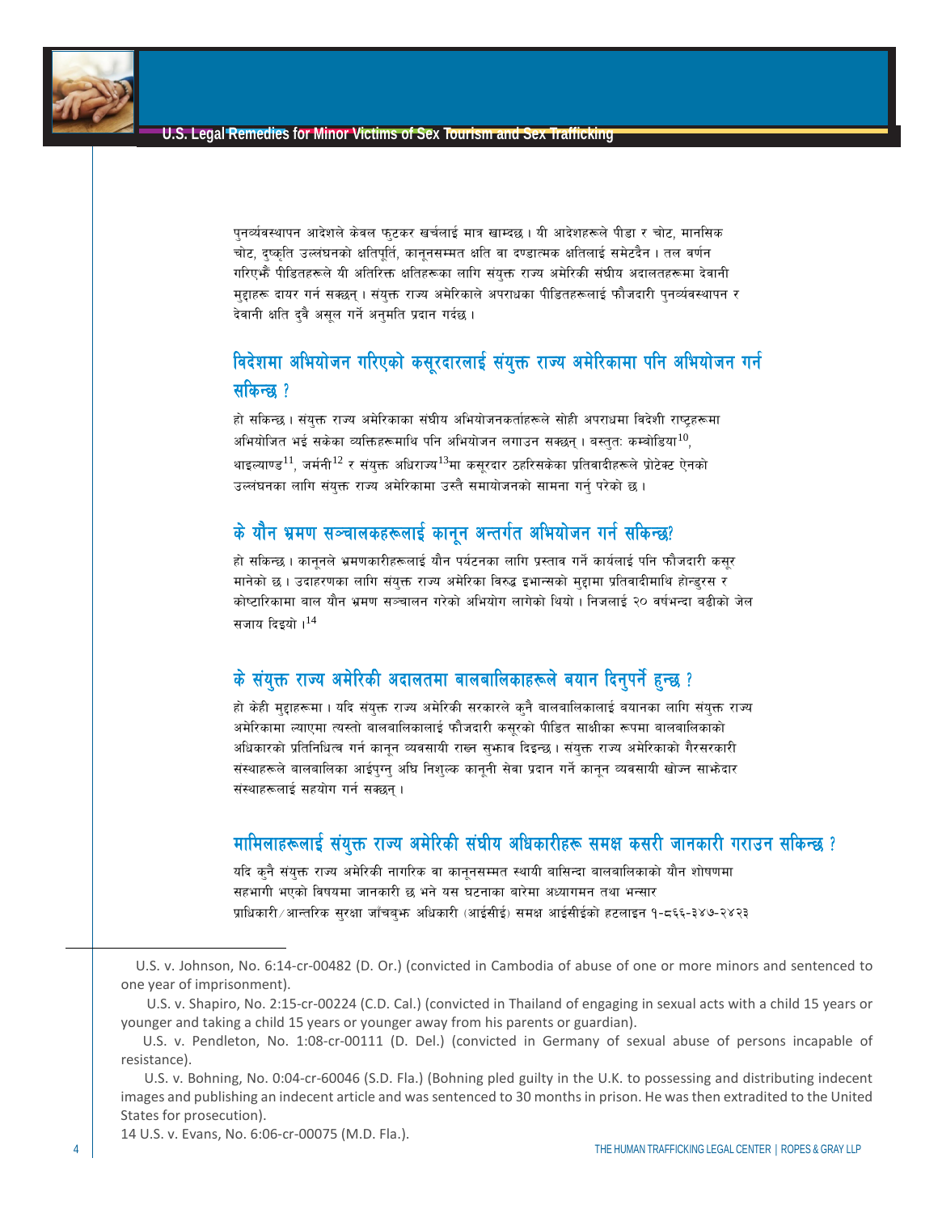पुनर्व्यवस्थापन आदेशले केवल फुटकर खर्चलाई मात्र खाम्दछ । यी आदेशहरूले पीडा र चोट, मानसिक चोट, दुष्कृति उल्लंघनको क्षतिपूर्ति, कानूनसम्मत क्षति वा दण्डात्मक क्षतिलाई समेटदैन । तल वर्णन गरिएझैं पीडितहरूले यी अतिरिक्त क्षतिहरूका लागि संयुक्त राज्य अमेरिकी संघीय अदालतहरूमा देवानी मुद्दाहरू दायर गर्न सक्छन् । संयुक्त राज्य अमेरिकाले अपराधका पीडितहरूलाई फौजदारी पुनर्व्यवस्थापन र देवानी क्षति दुवै असूल गर्ने अनुमति प्रदान गर्दछ ।

## विदेशमा अभियोजन गरिएको कसूरदारलाई संयुक्त राज्य अमेरिकामा पनि अभियोजन गर्न सकिन्छ ?

हो सकिन्छ । संयुक्त राज्य अमेरिकाका संघीय अभियोजनकर्ताहरूले सोही अपराधमा विदेशी राष्ट्रहरूमा अभियोजित भई सकेका व्यक्तिहरूमाथि पनि अभियोजन लगाउन सक्छन् । वस्तुतः कम्बोडिया[10], थाइल्याण्ड[11], जर्मनी[12] र संयुक्त अधिराज्य[13]मा कसूरदार ठहरिसकेका प्रतिवादीहरूले प्रोटेक्ट ऐनको उल्लंघनका लागि संयुक्त राज्य अमेरिकामा उस्तै समायोजनको सामना गर्नु परेको छ ।

## के यौन भ्रमण सञ्चालकहरूलाई कानून अन्तर्गत अभियोजन गर्न सकिन्छ?

हो सकिन्छ । कानूनले भ्रमणकारीहरूलाई यौन पर्यटनका लागि प्रस्ताव गर्ने कार्यलाई पनि फौजदारी कसूर मानेको छ । उदाहरणका लागि संयुक्त राज्य अमेरिका विरुद्ध इभान्सको मुद्दामा प्रतिवादीमाथि होन्डुरस र कोष्टारिकामा बाल यौन भ्रमण सञ्चालन गरेको अभियोग लागेको थियो । निजलाई २० वर्षभन्दा बढीको जेल सजाय दिइयो ।[14]

## के संयुक्त राज्य अमेरिकी अदालतमा बालबालिकाहरूले बयान दिनुपर्ने हुन्छ ?

हो केही मुद्दाहरूमा । यदि संयुक्त राज्य अमेरिकी सरकारले कुनै बालबालिकालाई बयानका लागि संयुक्त राज्य अमेरिकामा ल्याएमा त्यस्तो बालबालिकालाई फौजदारी कसूरको पीडित साक्षीका रूपमा बालबालिकाको अधिकारको प्रतिनिधित्व गर्न कानून व्यवसायी राख्न सुझाव दिइन्छ । संयुक्त राज्य अमेरिकाको गैरसरकारी संस्थाहरूले बालबालिका आईपुग्नु अघि निशुल्क कानूनी सेवा प्रदान गर्ने कानून व्यवसायी खोज्न साझेदार संस्थाहरूलाई सहयोग गर्न सक्छन् ।

## मामिलाहरूलाई संयुक्त राज्य अमेरिकी संघीय अधिकारीहरू समक्ष कसरी जानकारी गराउन सकिन्छ ?

यदि कुनै संयुक्त राज्य अमेरिकी नागरिक वा कानूनसम्मत स्थायी बासिन्दा बालबालिकाको यौन शोषणमा सहभागी भएको विषयमा जानकारी छ भने यस घटनाका बारेमा अध्यागमन तथा भन्सार प्राधिकारी/आन्तरिक सुरक्षा जाँचबुझ अधिकारी (आईसीई) समक्ष आईसीईको हटलाइन १-८६६-३४७-२४२३

---

10 U.S. v. Johnson, No. 6:14-cr-00482 (D. Or.) (convicted in Cambodia of abuse of one or more minors and sentenced to one year of imprisonment).

11 U.S. v. Shapiro, No. 2:15-cr-00224 (C.D. Cal.) (convicted in Thailand of engaging in sexual acts with a child 15 years or younger and taking a child 15 years or younger away from his parents or guardian).

12 U.S. v. Pendleton, No. 1:08-cr-00111 (D. Del.) (convicted in Germany of sexual abuse of persons incapable of resistance).

13 U.S. v. Bohning, No. 0:04-cr-60046 (S.D. Fla.) (Bohning pled guilty in the U.K. to possessing and distributing indecent images and publishing an indecent article and was sentenced to 30 months in prison. He was then extradited to the United States for prosecution).

14 U.S. v. Evans, No. 6:06-cr-00075 (M.D. Fla.).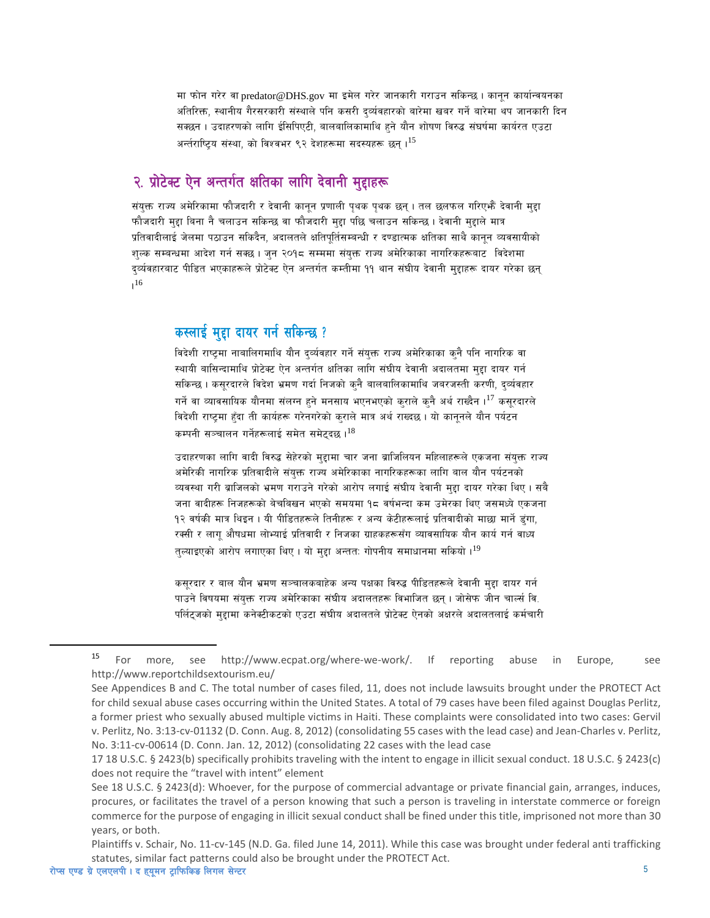मा फोन गरेर वा predator@DHS.gov मा इमेल गरेर जानकारी गराउन सकिन्छ। कानून कार्यान्वयनका अतिरिक्त, स्थानीय गैरसरकारी संस्थाले पनि कसरी दुर्व्यवहारको बारेमा खबर गर्ने बारेमा थप जानकारी दिन सक्छन। उदाहरणको लागि ईसिपिएटी, बालबालिकामाथि हुने यौन शोषण विरुद्ध संघर्षमा कार्यरत एउटा अन्तर्राष्ट्रिय संस्था, को विश्वभर ९२ देशहरूमा सदस्यहरू छन्।[15]

## २. प्रोटेक्ट ऐन अन्तर्गत क्षतिका लागि देवानी मुद्दाहरू

संयुक्त राज्य अमेरिकामा फौजदारी र देवानी कानून प्रणाली पृथक पृथक छन्। तल छलफल गरिएझैं देवानी मुद्दा फौजदारी मुद्दा बिना नै चलाउन सकिन्छ वा फौजदारी मुद्दा पछि चलाउन सकिन्छ। देवानी मुद्दाले मात्र प्रतिवादीलाई जेलमा पठाउन सकिदैन, अदालतले क्षतिपूर्तिसम्बन्धी र दण्डात्मक क्षतिका साथै कानून व्यवसायीको शुल्क सम्बन्धमा आदेश गर्न सक्छ। जुन २०१८ सम्ममा संयुक्त राज्य अमेरिकाका नागरिकहरूबाट विदेशमा दुर्व्यवहारबाट पीडित भएकाहरूले प्रोटेक्ट ऐन अन्तर्गत कम्तीमा ११ थान संघीय देवानी मुद्दाहरू दायर गरेका छन्।[16]

### कस्लाई मुद्दा दायर गर्न सकिन्छ ?

विदेशी राष्ट्रमा नाबालिगमाथि यौन दुर्व्यवहार गर्ने संयुक्त राज्य अमेरिकाका कुनै पनि नागरिक वा स्थायी बासिन्दामाथि प्रोटेक्ट ऐन अन्तर्गत क्षतिका लागि संघीय देवानी अदालतमा मुद्दा दायर गर्न सकिन्छ। कसूरदारले विदेश भ्रमण गर्दा निजको कुनै बालबालिकामाथि जबरजस्ती करणी, दुर्व्यवहार गर्ने वा व्यावसायिक यौनमा संलग्न हुने मनसाय भएनभएको कुराले कुनै अर्थ राख्दैन।[17] कसूरदारले विदेशी राष्ट्रमा हुँदा ती कार्यहरू गरेनगरेको कुराले मात्र अर्थ राख्दछ। यो कानूनले यौन पर्यटन कम्पनी सञ्चालन गर्नेहरूलाई समेत समेट्दछ।[18]

उदाहरणका लागि वादी विरुद्ध सेहेरको मुद्दामा चार जना ब्राजिलियन महिलाहरूले एकजना संयुक्त राज्य अमेरिकी नागरिक प्रतिवादीले संयुक्त राज्य अमेरिकाका नागरिकहरूका लागि बाल यौन पर्यटनको व्यवस्था गरी ब्राजिलको भ्रमण गराउने गरेको आरोप लगाई संघीय देवानी मुद्दा दायर गरेका थिए। सबै जना वादीहरू निजहरूको बेचबिखन भएको समयमा १८ वर्षभन्दा कम उमेरका थिए जसमध्ये एकजना १२ वर्षकी मात्र थिइन। यी पीडितहरूले तिनीहरू र अन्य केटीहरूलाई प्रतिवादीको माछा मार्ने डुंगा, रक्सी र लागू औषधमा लोभ्याई प्रतिवादी र निजका ग्राहकहरूसँग व्यावसायिक यौन कार्य गर्न बाध्य तुल्याइएको आरोप लगाएका थिए। यो मुद्दा अन्ततः गोपनीय समाधानमा सकियो।[19]

कसूरदार र बाल यौन भ्रमण सञ्चालकबाहेक अन्य पक्षका विरुद्ध पीडितहरूले देवानी मुद्दा दायर गर्न पाउने विषयमा संयुक्त राज्य अमेरिकाका संघीय अदालतहरू विभाजित छन्। जोसेफ जीन चार्ल्स वि. पर्लिट्जको मुद्दामा कनेक्टीकटको एउटा संघीय अदालतले प्रोटेक्ट ऐनको अक्षरले अदालतलाई कर्मचारी

---

[15] For more, see http://www.ecpat.org/where-we-work/. If reporting abuse in Europe, see http://www.reportchildsextourism.eu/

[16] See Appendices B and C. The total number of cases filed, 11, does not include lawsuits brought under the PROTECT Act for child sexual abuse cases occurring within the United States. A total of 79 cases have been filed against Douglas Perlitz, a former priest who sexually abused multiple victims in Haiti. These complaints were consolidated into two cases: Gervil v. Perlitz, No. 3:13-cv-01132 (D. Conn. Aug. 8, 2012) (consolidating 55 cases with the lead case) and Jean-Charles v. Perlitz, No. 3:11-cv-00614 (D. Conn. Jan. 12, 2012) (consolidating 22 cases with the lead case

[17] 18 U.S.C. § 2423(b) specifically prohibits traveling with the intent to engage in illicit sexual conduct. 18 U.S.C. § 2423(c) does not require the "travel with intent" element

[18] See 18 U.S.C. § 2423(d): Whoever, for the purpose of commercial advantage or private financial gain, arranges, induces, procures, or facilitates the travel of a person knowing that such a person is traveling in interstate commerce or foreign commerce for the purpose of engaging in illicit sexual conduct shall be fined under this title, imprisoned not more than 30 years, or both.

[19] Plaintiffs v. Schair, No. 11-cv-145 (N.D. Ga. filed June 14, 2011). While this case was brought under federal anti trafficking statutes, similar fact patterns could also be brought under the PROTECT Act.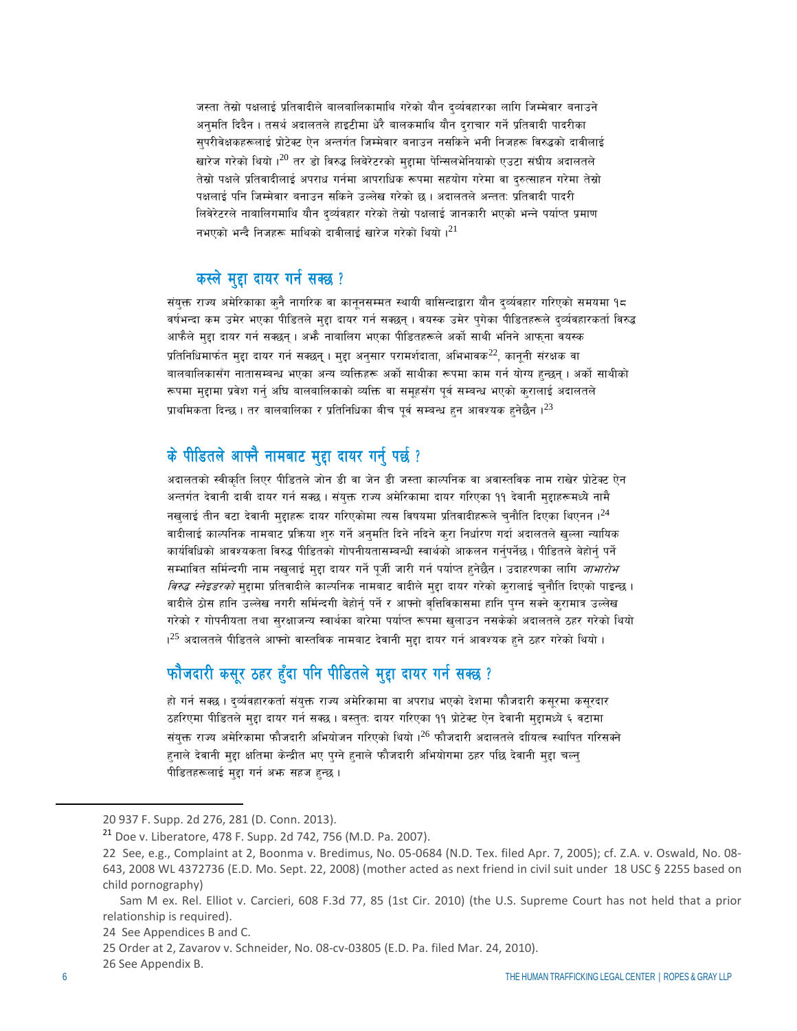जस्ता तेस्रो पक्षलाई प्रतिवादीले बालबालिकामाथि गरेको यौन दुर्व्यवहारका लागि जिम्मेवार बनाउने अनुमति दिदैन । तसर्थ अदालतले हाइटीमा धेरै बालकमाथि यौन दुराचार गर्ने प्रतिवादी पादरीका सुपरीवेक्षकहरूलाई प्रोटेक्ट ऐन अन्तर्गत जिम्मेवार बनाउन नसकिने भनी निजहरू विरुद्धको दावीलाई खारेज गरेको थियो ।[20] तर डो विरुद्ध लिबेरेटरको मुद्दामा पेन्सिलभेनियाको एउटा संघीय अदालतले तेस्रो पक्षले प्रतिवादीलाई अपराध गर्नमा आपराधिक रूपमा सहयोग गरेमा वा दुरुत्साहन गरेमा तेस्रो पक्षलाई पनि जिम्मेवार बनाउन सकिने उल्लेख गरेको छ । अदालतले अन्ततः प्रतिवादी पादरी लिबेरेटरले नाबालिगमाथि यौन दुर्व्यवहार गरेको तेस्रो पक्षलाई जानकारी भएको भन्ने पर्याप्त प्रमाण नभएको भन्दै निजहरू माथिको दावीलाई खारेज गरेको थियो ।[21]

## कस्ले मुद्दा दायर गर्न सक्छ ?

संयुक्त राज्य अमेरिकाका कुनै नागरिक वा कानूनसम्मत स्थायी बासिन्दाद्वारा यौन दुर्व्यवहार गरिएको समयमा १८ वर्षभन्दा कम उमेर भएका पीडितले मुद्दा दायर गर्न सक्छन् । वयस्क उमेर पुगेका पीडितहरूले दुर्व्यवहारकर्ता विरुद्ध आफैले मुद्दा दायर गर्न सक्छन् । अझै नाबालिग भएका पीडितहरूले अर्को साथी भनिने आफ्ना वयस्क प्रतिनिधिमार्फत मुद्दा दायर गर्न सक्छन् । मुद्दा अनुसार परामर्शदाता, अभिभावक[22], कानूनी संरक्षक वा बालबालिकासँग नातासम्बन्ध भएका अन्य व्यक्तिहरू अर्को साथीका रूपमा काम गर्न योग्य हुन्छन् । अर्को साथीको रूपमा मुद्दामा प्रवेश गर्नु अघि बालबालिकाको व्यक्ति वा समूहसँग पूर्व सम्बन्ध भएको कुरालाई अदालतले प्राथमिकता दिन्छ । तर बालबालिका र प्रतिनिधिका बीच पूर्व सम्बन्ध हुन आवश्यक हुनेछैन ।[23]

## के पीडितले आफ्नै नामबाट मुद्दा दायर गर्नु पर्छ ?

अदालतको स्वीकृति लिएर पीडितले जोन डी वा जेन डी जस्ता काल्पनिक वा अवास्तविक नाम राखेर प्रोटेक्ट ऐन अन्तर्गत देवानी दावी दायर गर्न सक्छ । संयुक्त राज्य अमेरिकामा दायर गरिएका ११ देवानी मुद्दाहरूमध्ये नामै नखुलाई तीन वटा देवानी मुद्दाहरू दायर गरिएकोमा त्यस विषयमा प्रतिवादीहरूले चुनौति दिएका थिएनन ।[24] वादीलाई काल्पनिक नामबाट प्रक्रिया शुरु गर्ने अनुमति दिने नदिने कुरा निर्धारण गर्दा अदालतले खुल्ला न्यायिक कार्यविधिको आवश्यकता विरुद्ध पीडितको गोपनीयतासम्बन्धी स्वार्थको आकलन गर्नुपर्नेछ । पीडितले बेहोर्नु पर्ने सम्भावित सर्मिन्दगी नाम नखुलाई मुद्दा दायर गर्ने पूर्जी जारी गर्न पर्याप्त हुनेछैन । उदाहरणका लागि *जाभारोभ विरुद्ध स्नेइडरको* मुद्दामा प्रतिवादीले काल्पनिक नामबाट वादीले मुद्दा दायर गरेको कुरालाई चुनौति दिएको पाइन्छ । वादीले ठोस हानि उल्लेख नगरी सर्मिन्दगी बेहोर्नु पर्ने र आफ्नो वृत्तिविकासमा हानि पुग्न सक्ने कुरामात्र उल्लेख गरेको र गोपनीयता तथा सुरक्षाजन्य स्वार्थका बारेमा पर्याप्त रूपमा खुलाउन नसकेको अदालतले ठहर गरेको थियो ।[25] अदालतले पीडितले आफ्नो वास्तविक नामबाट देवानी मुद्दा दायर गर्न आवश्यक हुने ठहर गरेको थियो ।

## फौजदारी कसूर ठहर हुँदा पनि पीडितले मुद्दा दायर गर्न सक्छ ?

हो गर्न सक्छ । दुर्व्यवहारकर्ता संयुक्त राज्य अमेरिकामा वा अपराध भएको देशमा फौजदारी कसूरमा कसूरदार ठहरिएमा पीडितले मुद्दा दायर गर्न सक्छ । वस्तुतः दायर गरिएका ११ प्रोटेक्ट ऐन देवानी मुद्दामध्ये ६ वटामा संयुक्त राज्य अमेरिकामा फौजदारी अभियोजन गरिएको थियो ।[26] फौजदारी अदालतले दायित्व स्थापित गरिसक्ने हुनाले देवानी मुद्दा क्षतिमा केन्द्रीत भए पुग्ने हुनाले फौजदारी अभियोगमा ठहर पछि देवानी मुद्दा चल्नु पीडितहरूलाई मुद्दा गर्न अझ सहज हुन्छ ।

---

20 937 F. Supp. 2d 276, 281 (D. Conn. 2013).

21 Doe v. Liberatore, 478 F. Supp. 2d 742, 756 (M.D. Pa. 2007).

22 See, e.g., Complaint at 2, Boonma v. Bredimus, No. 05-0684 (N.D. Tex. filed Apr. 7, 2005); cf. Z.A. v. Oswald, No. 08-643, 2008 WL 4372736 (E.D. Mo. Sept. 22, 2008) (mother acted as next friend in civil suit under 18 USC § 2255 based on child pornography)

Sam M ex. Rel. Elliot v. Carcieri, 608 F.3d 77, 85 (1st Cir. 2010) (the U.S. Supreme Court has not held that a prior relationship is required).

24 See Appendices B and C.

25 Order at 2, Zavarov v. Schneider, No. 08-cv-03805 (E.D. Pa. filed Mar. 24, 2010).

26 See Appendix B.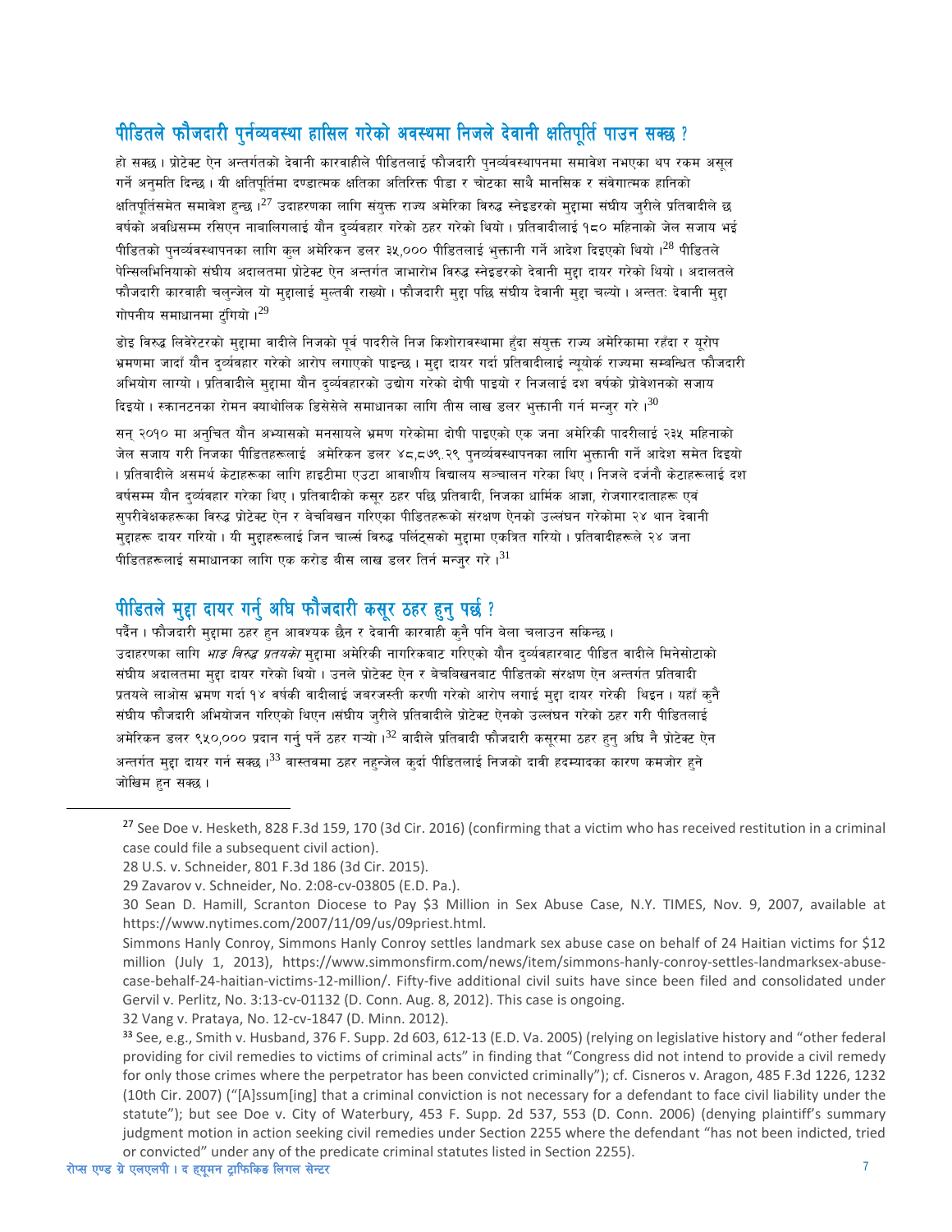## पीडितले फौजदारी पुर्नव्यवस्था हासिल गरेको अवस्थमा निजले देवानी क्षतिपूर्ति पाउन सक्छ ?

हो सक्छ । प्रोटेक्ट ऐन अन्तर्गतको देवानी कारवाहीले पीडितलाई फौजदारी पुनर्व्यवस्थापनमा समावेश नभएका थप रकम असूल गर्ने अनुमति दिन्छ । यी क्षतिपूर्तिमा दण्डात्मक क्षतिका अतिरिक्त पीडा र चोटका साथै मानसिक र संवेगात्मक हानिको क्षतिपूर्तिसमेत समावेश हुन्छ ।[27] उदाहरणका लागि संयुक्त राज्य अमेरिका विरुद्ध स्नेइडरको मुद्दामा संघीय जुरीले प्रतिवादीले छ वर्षको अवधिसम्म रसिएन नाबालिगलाई यौन दुर्व्यवहार गरेको ठहर गरेको थियो । प्रतिवादीलाई १८० महिनाको जेल सजाय भई पीडितको पुनर्व्यवस्थापनका लागि कुल अमेरिकन डलर ३५,००० पीडितलाई भुक्तानी गर्ने आदेश दिइएको थियो ।[28] पीडितले पेन्सिलभिनियाको संघीय अदालतमा प्रोटेक्ट ऐन अन्तर्गत जाभारोभ विरुद्ध स्नेइडरको देवानी मुद्दा दायर गरेको थियो । अदालतले फौजदारी कारवाही चलुन्जेल यो मुद्दालाई मुल्तवी राख्यो । फौजदारी मुद्दा पछि संघीय देवानी मुद्दा चल्यो । अन्ततः देवानी मुद्दा गोपनीय समाधानमा टुंगियो ।[29]

डोइ विरुद्ध लिवेरेटरको मुद्दामा वादीले निजको पूर्व पादरीले निज किशोरावस्थामा हुँदा संयुक्त राज्य अमेरिकामा रहँदा र यूरोप भ्रमणमा जादाँ यौन दुर्व्यवहार गरेको आरोप लगाएको पाइन्छ । मुद्दा दायर गर्दा प्रतिवादीलाई न्यूयोर्क राज्यमा सम्बन्धित फौजदारी अभियोग लाग्यो । प्रतिवादीले मुद्दामा यौन दुर्व्यवहारको उद्योग गरेको दोषी पाइयो र निजलाई दश वर्षको प्रोवेशनको सजाय दिइयो । स्क्रानटनका रोमन क्याथोलिक डिसेसेले समाधानका लागि तीस लाख डलर भुक्तानी गर्न मन्जुर गरे ।[30]

सन् २०१० मा अनुचित यौन अभ्यासको मनसायले भ्रमण गरेकोमा दोषी पाइएको एक जना अमेरिकी पादरीलाई २३५ महिनाको जेल सजाय गरी निजका पीडितहरूलाई अमेरिकन डलर ४८,८७९.२९ पुनर्व्यवस्थापनका लागि भुक्तानी गर्ने आदेश समेत दिइयो । प्रतिवादीले असमर्थ केटाहरूका लागि हाइटीमा एउटा आवाशीय विद्यालय सञ्चालन गरेका थिए । निजले दर्जनौ केटाहरूलाई दश वर्षसम्म यौन दुर्व्यवहार गरेका थिए । प्रतिवादीको कसूर ठहर पछि प्रतिवादी, निजका धार्मिक आज्ञा, रोजगारदाताहरू एवं सुपरीवेक्षकहरूका विरुद्ध प्रोटेक्ट ऐन र बेचबिखन गरिएका पीडितहरूको संरक्षण ऐनको उल्लंघन गरेकोमा २४ थान देवानी मुद्दाहरू दायर गरियो । यी मुद्दाहरूलाई जिन चार्ल्स विरुद्ध पर्लिट्सको मुद्दामा एकत्रित गरियो । प्रतिवादीहरूले २४ जना पीडितहरूलाई समाधानका लागि एक करोड बीस लाख डलर तिर्न मन्जुर गरे ।[31]

## पीडितले मुद्दा दायर गर्नु अघि फौजदारी कसूर ठहर हुनु पर्छ ?

पर्दैन । फौजदारी मुद्दामा ठहर हुन आवश्यक छैन र देवानी कारवाही कुनै पनि बेला चलाउन सकिन्छ । उदाहरणका लागि *भाङ विरुद्ध प्रतयको* मुद्दामा अमेरिकी नागरिकबाट गरिएको यौन दुर्व्यवहारबाट पीडित वादीले मिनेसोटाको संघीय अदालतमा मुद्दा दायर गरेको थियो । उनले प्रोटेक्ट ऐन र बेचबिखनबाट पीडितको संरक्षण ऐन अन्तर्गत प्रतिवादी प्रतयले लाओस भ्रमण गर्दा १४ वर्षकी वादीलाई जबरजस्ती करणी गरेको आरोप लगाई मुद्दा दायर गरेकी थिइन । यहाँ कुनै संघीय फौजदारी अभियोजन गरिएको थिएन ।संघीय जुरीले प्रतिवादीले प्रोटेक्ट ऐनको उल्लंघन गरेको ठहर गरी पीडितलाई अमेरिकन डलर ९५०,००० प्रदान गर्नु पर्ने ठहर गर्‍यो ।[32] वादीले प्रतिवादी फौजदारी कसूरमा ठहर हुनु अघि नै प्रोटेक्ट ऐन अन्तर्गत मुद्दा दायर गर्न सक्छ ।[33] वास्तवमा ठहर नहुन्जेल कुर्दा पीडितलाई निजको दावी हदम्यादका कारण कमजोर हुने जोखिम हुन सक्छ ।

---

[27] See Doe v. Hesketh, 828 F.3d 159, 170 (3d Cir. 2016) (confirming that a victim who has received restitution in a criminal case could file a subsequent civil action).

28 U.S. v. Schneider, 801 F.3d 186 (3d Cir. 2015).

29 Zavarov v. Schneider, No. 2:08-cv-03805 (E.D. Pa.).

30 Sean D. Hamill, Scranton Diocese to Pay $3 Million in Sex Abuse Case, N.Y. TIMES, Nov. 9, 2007, available at https://www.nytimes.com/2007/11/09/us/09priest.html.

Simmons Hanly Conroy, Simmons Hanly Conroy settles landmark sex abuse case on behalf of 24 Haitian victims for $12 million (July 1, 2013), https://www.simmonsfirm.com/news/item/simmons-hanly-conroy-settles-landmarksex-abuse-case-behalf-24-haitian-victims-12-million/. Fifty-five additional civil suits have since been filed and consolidated under Gervil v. Perlitz, No. 3:13-cv-01132 (D. Conn. Aug. 8, 2012). This case is ongoing.

32 Vang v. Prataya, No. 12-cv-1847 (D. Minn. 2012).

[33] See, e.g., Smith v. Husband, 376 F. Supp. 2d 603, 612-13 (E.D. Va. 2005) (relying on legislative history and "other federal providing for civil remedies to victims of criminal acts" in finding that "Congress did not intend to provide a civil remedy for only those crimes where the perpetrator has been convicted criminally"); cf. Cisneros v. Aragon, 485 F.3d 1226, 1232 (10th Cir. 2007) ("[A]ssum[ing] that a criminal conviction is not necessary for a defendant to face civil liability under the statute"); but see Doe v. City of Waterbury, 453 F. Supp. 2d 537, 553 (D. Conn. 2006) (denying plaintiff's summary judgment motion in action seeking civil remedies under Section 2255 where the defendant "has not been indicted, tried or convicted" under any of the predicate criminal statutes listed in Section 2255).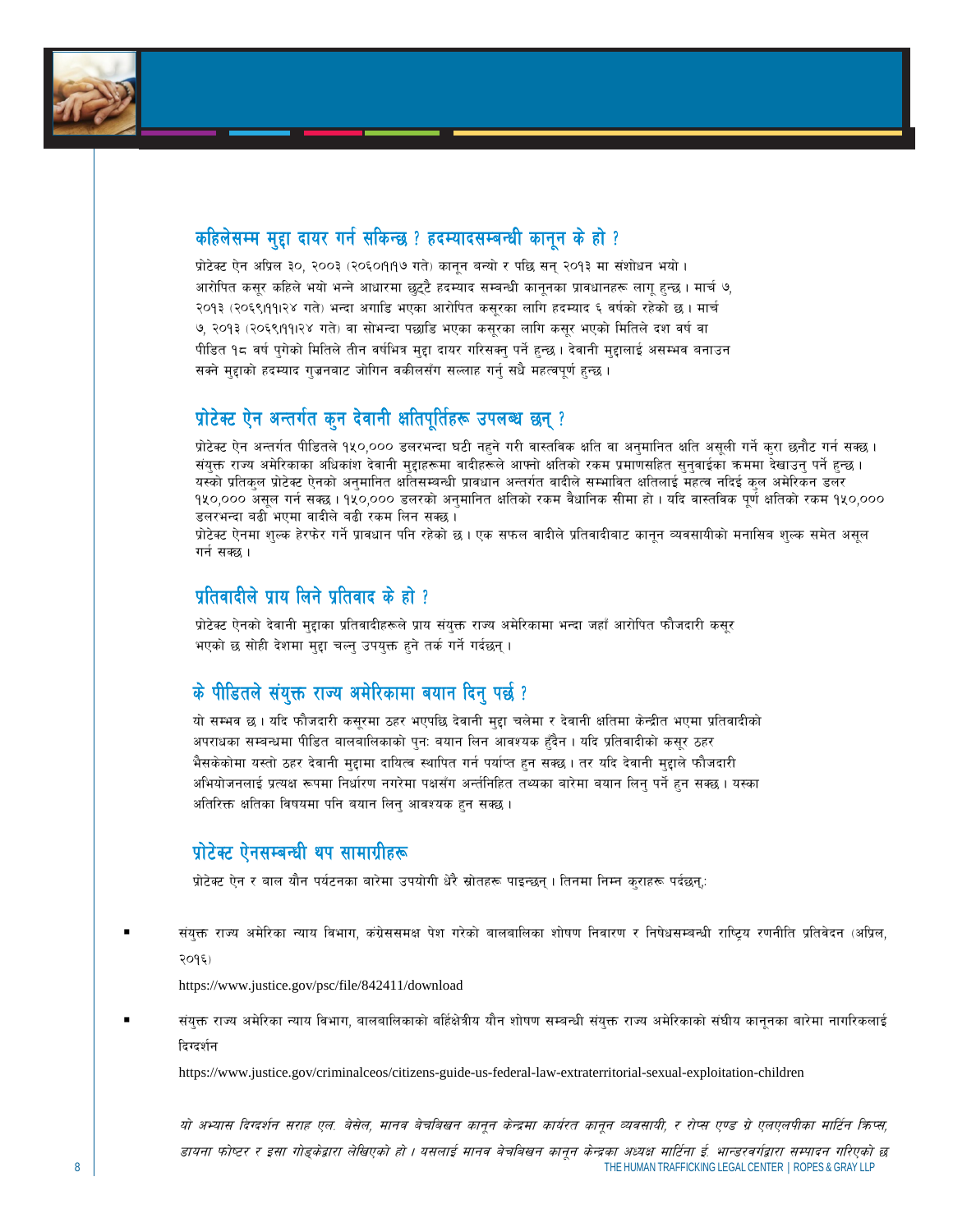## कहिलेसम्म मुद्दा दायर गर्न सकिन्छ ? हदम्यादसम्बन्धी कानून के हो ?

प्रोटेक्ट ऐन अप्रिल ३०, २००३ (२०६०।१।१७ गते) कानून बन्यो र पछि सन् २०१३ मा संशोधन भयो । आरोपित कसूर कहिले भयो भन्ने आधारमा छुट्टै हदम्याद सम्बन्धी कानूनका प्रावधानहरू लागू हुन्छ । मार्च ७, २०१३ (२०६९।११।२४ गते) भन्दा अगाडि भएका आरोपित कसूरका लागि हदम्याद ६ वर्षको रहेको छ । मार्च ७, २०१३ (२०६९।११।२४ गते) वा सोभन्दा पछाडि भएका कसूरका लागि कसूर भएको मितिले दश वर्ष वा पीडित १८ वर्ष पुगेको मितिले तीन वर्षभित्र मुद्दा दायर गरिसक्नु पर्ने हुन्छ । देवानी मुद्दालाई असम्भव बनाउन सक्ने मुद्दाको हदम्याद गुज्रनबाट जोगिन वकीलसँग सल्लाह गर्नु सधै महत्वपूर्ण हुन्छ ।

## प्रोटेक्ट ऐन अन्तर्गत कुन देवानी क्षतिपूर्तिहरू उपलब्ध छन् ?

प्रोटेक्ट ऐन अन्तर्गत पीडितले १५०,००० डलरभन्दा घटी नहुने गरी वास्तविक क्षति वा अनुमानित क्षति असूली गर्ने कुरा छनौट गर्न सक्छ । संयुक्त राज्य अमेरिकाका अधिकांश देवानी मुद्दाहरूमा वादीहरूले आफ्नो क्षतिको रकम प्रमाणसहित सुनवाईका क्रममा देखाउनु पर्ने हुन्छ । यस्को प्रतिकुल प्रोटेक्ट ऐनको अनुमानित क्षतिसम्बन्धी प्रावधान अन्तर्गत वादीले सम्भावित क्षतिलाई महत्व नदिई कुल अमेरिकन डलर १५०,००० असूल गर्न सक्छ । १५०,००० डलरको अनुमानित क्षतिको रकम वैधानिक सीमा हो । यदि वास्तविक पूर्ण क्षतिको रकम १५०,००० डलरभन्दा बढी भएमा वादीले बढी रकम लिन सक्छ ।

प्रोटेक्ट ऐनमा शुल्क हेरफेर गर्ने प्रावधान पनि रहेको छ । एक सफल वादीले प्रतिवादीबाट कानून व्यवसायीको मनासिब शुल्क समेत असूल गर्न सक्छ ।

## प्रतिवादीले प्राय लिने प्रतिवाद के हो ?

प्रोटेक्ट ऐनको देवानी मुद्दाका प्रतिवादीहरूले प्राय संयुक्त राज्य अमेरिकामा भन्दा जहाँ आरोपित फौजदारी कसूर भएको छ सोही देशमा मुद्दा चल्नु उपयुक्त हुने तर्क गर्ने गर्दछन् ।

## के पीडितले संयुक्त राज्य अमेरिकामा बयान दिनु पर्छ ?

यो सम्भव छ । यदि फौजदारी कसूरमा ठहर भएपछि देवानी मुद्दा चलेमा र देवानी क्षतिमा केन्द्रीत भएमा प्रतिवादीको अपराधका सम्बन्धमा पीडित बालबालिकाको पुनः बयान लिन आवश्यक हुँदैन । यदि प्रतिवादीको कसूर ठहर भैसकेकोमा यस्तो ठहर देवानी मुद्दामा दायित्व स्थापित गर्न पर्याप्त हुन सक्छ । तर यदि देवानी मुद्दाले फौजदारी अभियोजनलाई प्रत्यक्ष रूपमा निर्धारण नगरेमा पक्षसँग अन्तिनिहित तथ्यका बारेमा बयान लिनु पर्ने हुन सक्छ । यस्का अतिरिक्त क्षतिका विषयमा पनि बयान लिनु आवश्यक हुन सक्छ ।

## प्रोटेक्ट ऐनसम्बन्धी थप सामाग्रीहरू

प्रोटेक्ट ऐन र बाल यौन पर्यटनका बारेमा उपयोगी धेरै स्रोतहरू पाइन्छन् । तिनमा निम्न कुराहरू पर्दछन्:

- संयुक्त राज्य अमेरिका न्याय विभाग, कंग्रेससमक्ष पेश गरेको बालबालिका शोषण निवारण र निषेधसम्बन्धी राष्ट्रिय रणनीति प्रतिवेदन (अप्रिल, २०१६)

  https://www.justice.gov/psc/file/842411/download

- संयुक्त राज्य अमेरिका न्याय विभाग, बालबालिकाको वर्हिक्षेत्रीय यौन शोषण सम्बन्धी संयुक्त राज्य अमेरिकाको संघीय कानूनका बारेमा नागरिकलाई दिग्दर्शन

  https://www.justice.gov/criminalceos/citizens-guide-us-federal-law-extraterritorial-sexual-exploitation-children

*यो अभ्यास दिग्दर्शन सराह एल. बेसेल, मानव बेचबिखन कानून केन्द्रमा कार्यरत कानून व्यवसायी, र रोप्स एण्ड ग्रे एलएलपीका मार्टिन क्रिप्स, डायना फोष्टर र इसा गोङकेद्वारा लेखिएको हो । यसलाई मानव बेचबिखन कानून केन्द्रका अध्यक्ष मार्टिना ई. भान्डरबर्गद्वारा सम्पादन गरिएको छ*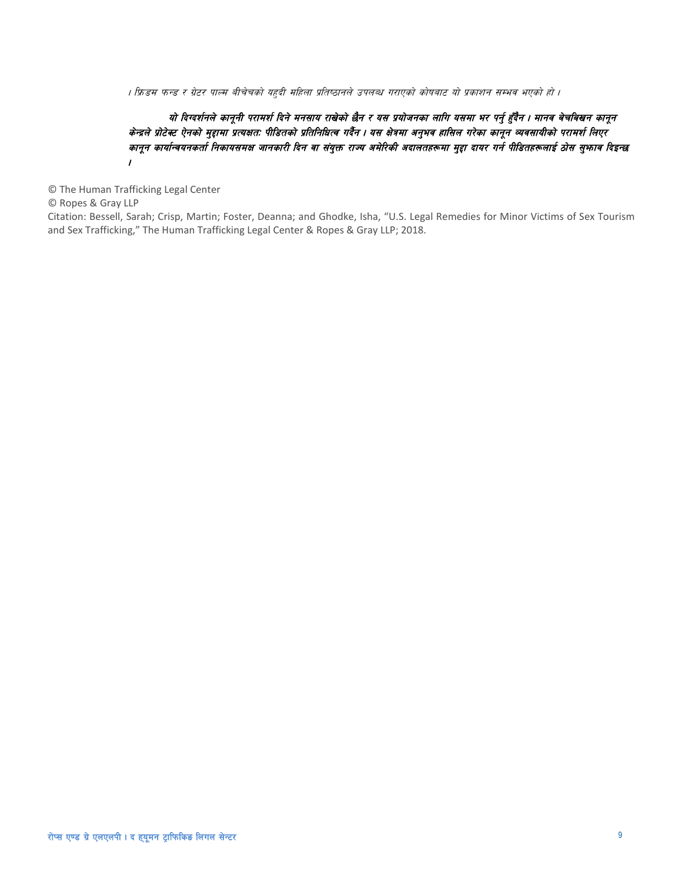*। फ्रिडम फन्ड र ग्रेटर पाल्म बीचेचको यहुदी महिला प्रतिष्ठानले उपलब्ध गराएको कोषबाट यो प्रकाशन सम्भव भएको हो ।*

***यो दिग्दर्शनले कानूनी परामर्श दिने मनसाय राखेको छैन र यस प्रयोजनका लागि यसमा भर पर्नु हुँदैन । मानव बेचबिखन कानून केन्द्रले प्रोटेक्ट ऐनको मुद्दामा प्रत्यक्षत: पीडितको प्रतिनिधित्व गर्दैन । यस क्षेत्रमा अनुभव हासिल गरेका कानून व्यवसायीको परामर्श लिएर कानून कार्यान्वयनकर्ता निकायसमक्ष जानकारी दिन वा संयुक्त राज्य अमेरिकी अदालतहरूमा मुद्दा दायर गर्न पीडितहरूलाई ठोस सुझाव दिइन्छ ।***

© The Human Trafficking Legal Center
© Ropes & Gray LLP
Citation: Bessell, Sarah; Crisp, Martin; Foster, Deanna; and Ghodke, Isha, "U.S. Legal Remedies for Minor Victims of Sex Tourism and Sex Trafficking," The Human Trafficking Legal Center & Ropes & Gray LLP; 2018.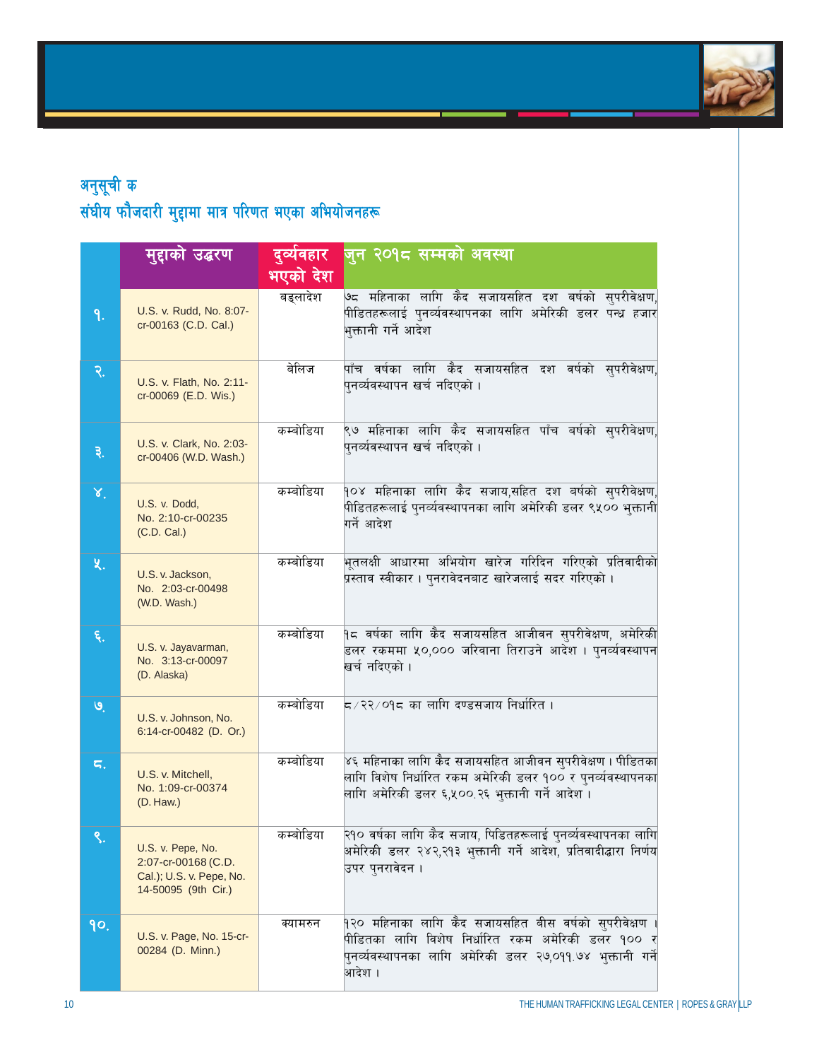## अनुसूची क
## संघीय फौजदारी मुद्दामा मात्र परिणत भएका अभियोजनहरू

| | मुद्दाको उद्धरण | दुर्व्यवहार भएको देश | जुन २०१८ सम्मको अवस्था |
|---|---|---|---|
| १. | U.S. v. Rudd, No. 8:07-cr-00163 (C.D. Cal.) | बङ्लादेश | ७८ महिनाका लागि कैद सजायसहित दश बर्षको सुपरीवेक्षण, पीडितहरूलाई पुनर्व्यवस्थापनका लागि अमेरिकी डलर पन्ध्र हजार भुक्तानी गर्ने आदेश |
| २. | U.S. v. Flath, No. 2:11-cr-00069 (E.D. Wis.) | बेलिज | पाँच वर्षका लागि कैद सजायसहित दश वर्षको सुपरीवेक्षण, पुनर्व्यवस्थापन खर्च नदिएको । |
| ३. | U.S. v. Clark, No. 2:03-cr-00406 (W.D. Wash.) | कम्बोडिया | ९७ महिनाका लागि कैद सजायसहित पाँच बर्षको सुपरीवेक्षण, पुनर्व्यवस्थापन खर्च नदिएको । |
| ४. | U.S. v. Dodd, No. 2:10-cr-00235 (C.D. Cal.) | कम्बोडिया | १०४ महिनाका लागि कैद सजाय,सहित दश बर्षको सुपरीवेक्षण, पीडितहरूलाई पुनर्व्यवस्थापनका लागि अमेरिकी डलर ९५०० भुक्तानी गर्ने आदेश |
| ५. | U.S. v. Jackson, No. 2:03-cr-00498 (W.D. Wash.) | कम्बोडिया | भूतलक्षी आधारमा अभियोग खारेज गरिदिन गरिएको प्रतिवादीको प्रस्ताव स्वीकार । पुनरावेदनबाट खारेजलाई सदर गरिएको । |
| ६. | U.S. v. Jayavarman, No. 3:13-cr-00097 (D. Alaska) | कम्बोडिया | १८ वर्षका लागि कैद सजायसहित आजीवन सुपरीवेक्षण, अमेरिकी डलर रकममा ५०,००० जरिवाना तिराउने आदेश । पुनर्व्यवस्थापन खर्च नदिएको । |
| ७. | U.S. v. Johnson, No. 6:14-cr-00482 (D. Or.) | कम्बोडिया | ८/२२/०१८ का लागि दण्डसजाय निर्धारित । |
| ८. | U.S. v. Mitchell, No. 1:09-cr-00374 (D. Haw.) | कम्बोडिया | ४६ महिनाका लागि कैद सजायसहित आजीवन सुपरीवेक्षण । पीडितका लागि विशेष निर्धारित रकम अमेरिकी डलर १०० र पुनर्व्यवस्थापनका लागि अमेरिकी डलर ६,५००.२६ भुक्तानी गर्ने आदेश । |
| ९. | U.S. v. Pepe, No. 2:07-cr-00168 (C.D. Cal.); U.S. v. Pepe, No. 14-50095 (9th Cir.) | कम्बोडिया | २१० वर्षका लागि कैद सजाय, पिडितहरूलाई पुनर्व्यवस्थापनका लागि अमेरिकी डलर २४२,२१३ भुक्तानी गर्ने आदेश, प्रतिवादीद्वारा निर्णय उपर पुनरावेदन । |
| १०. | U.S. v. Page, No. 15-cr-00284 (D. Minn.) | क्यामरुन | १२० महिनाका लागि कैद सजायसहित बीस वर्षको सुपरीवेक्षण । पीडितका लागि विशेष निर्धारित रकम अमेरिकी डलर १०० र पुनर्व्यवस्थापनका लागि अमेरिकी डलर २७,०११.७४ भुक्तानी गर्ने आदेश । |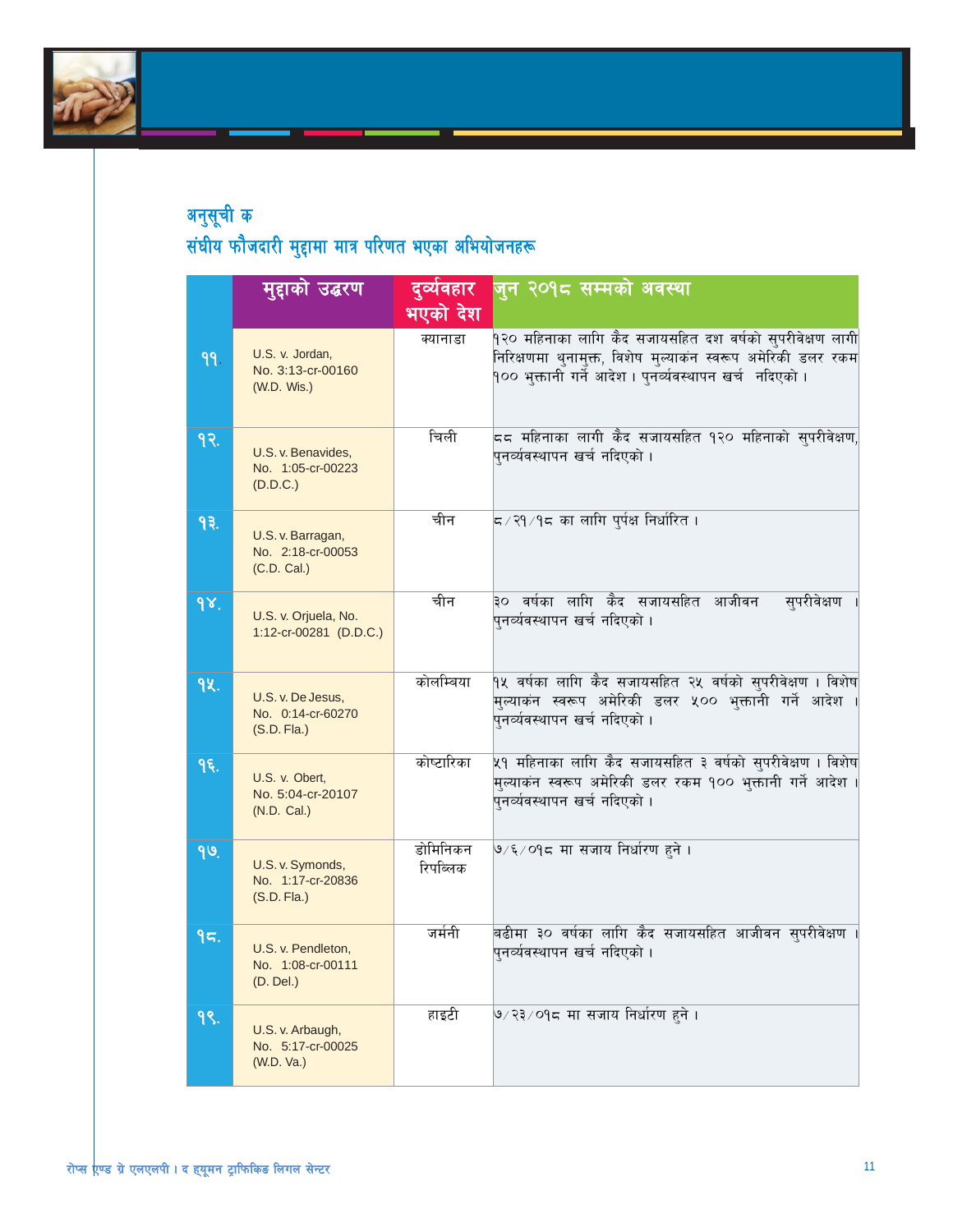## अनुसूची क

## संघीय फौजदारी मुद्दामा मात्र परिणत भएका अभियोजनहरू

| | मुद्दाको उद्धरण | दुर्व्यवहार भएको देश | जुन २०१८ सम्मको अवस्था |
|---|---|---|---|
| ११. | U.S. v. Jordan, No. 3:13-cr-00160 (W.D. Wis.) | क्यानाडा | १२० महिनाका लागि कैद सजायसहित दश वर्षको सुपरीवेक्षण लागी निरिक्षणमा थुनामुक्त, विशेष मुल्याकंन स्वरूप अमेरिकी डलर रकम १०० भुक्तानी गर्ने आदेश । पुनर्व्यवस्थापन खर्च नदिएको । |
| १२. | U.S. v. Benavides, No. 1:05-cr-00223 (D.D.C.) | चिली | ८८ महिनाका लागी कैद सजायसहित १२० महिनाको सुपरीवेक्षण, पुनर्व्यवस्थापन खर्च नदिएको । |
| १३. | U.S. v. Barragan, No. 2:18-cr-00053 (C.D. Cal.) | चीन | ८/२१/१८ का लागि पुर्पक्ष निर्धारित । |
| १४. | U.S. v. Orjuela, No. 1:12-cr-00281 (D.D.C.) | चीन | ३० वर्षका लागि कैद सजायसहित आजीवन सुपरीवेक्षण । पुनर्व्यवस्थापन खर्च नदिएको । |
| १५. | U.S. v. De Jesus, No. 0:14-cr-60270 (S.D. Fla.) | कोलम्बिया | १५ वर्षका लागि कैद सजायसहित २५ वर्षको सुपरीवेक्षण । विशेष मुल्याकंन स्वरूप अमेरिकी डलर ५०० भुक्तानी गर्ने आदेश । पुनर्व्यवस्थापन खर्च नदिएको । |
| १६. | U.S. v. Obert, No. 5:04-cr-20107 (N.D. Cal.) | कोष्टारिका | ५१ महिनाका लागि कैद सजायसहित ३ वर्षको सुपरीवेक्षण । विशेष मुल्याकंन स्वरूप अमेरिकी डलर रकम १०० भुक्तानी गर्ने आदेश । पुनर्व्यवस्थापन खर्च नदिएको । |
| १७. | U.S. v. Symonds, No. 1:17-cr-20836 (S.D. Fla.) | डोमिनिकन रिपब्लिक | ७/६/०१८ मा सजाय निर्धारण हुने । |
| १८. | U.S. v. Pendleton, No. 1:08-cr-00111 (D. Del.) | जर्मनी | बढीमा ३० वर्षका लागि कैद सजायसहित आजीवन सुपरीवेक्षण । पुनर्व्यवस्थापन खर्च नदिएको । |
| १९. | U.S. v. Arbaugh, No. 5:17-cr-00025 (W.D. Va.) | हाइटी | ७/२३/०१८ मा सजाय निर्धारण हुने । |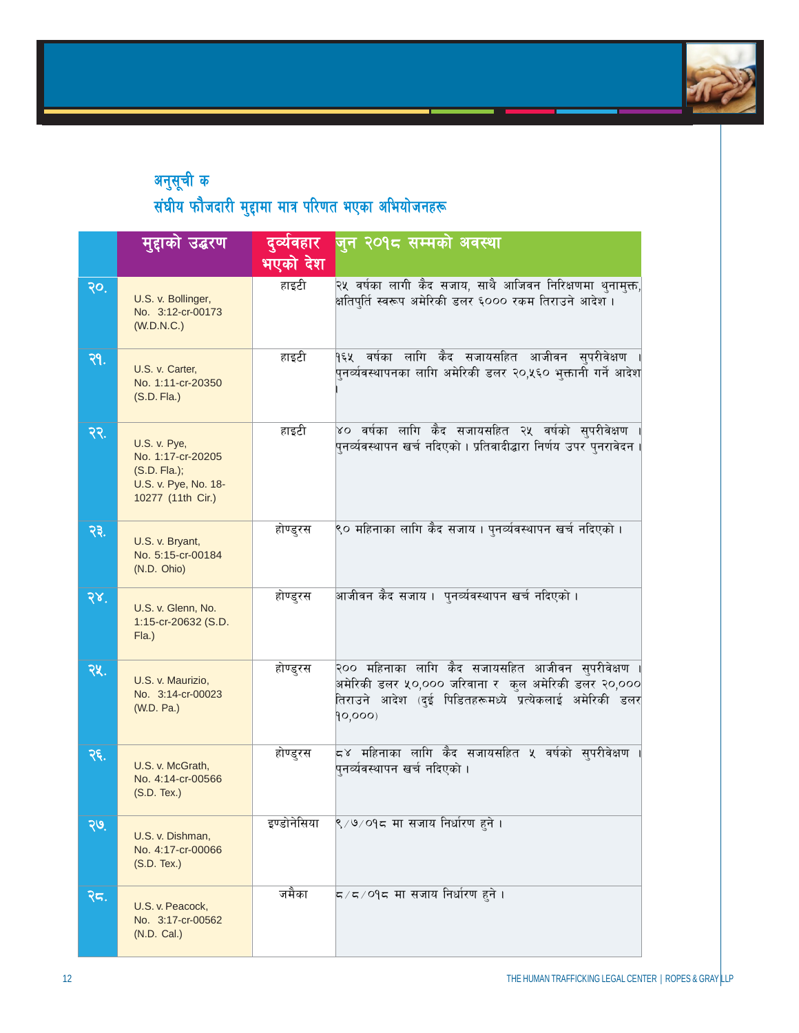## अनुसूची क
## संघीय फौजदारी मुद्दामा मात्र परिणत भएका अभियोजनहरू

| | मुद्दाको उद्धरण | दुर्व्यवहार भएको देश | जुन २०१८ सम्मको अवस्था |
|---|---|---|---|
| २०. | U.S. v. Bollinger, No. 3:12-cr-00173 (W.D.N.C.) | हाइटी | २५ वर्षका लागी कैद सजाय, साथै आजिवन निरिक्षणमा थुनामुक्त, क्षतिपुर्ति स्वरूप अमेरिकी डलर ६००० रकम तिराउने आदेश। |
| २१. | U.S. v. Carter, No. 1:11-cr-20350 (S.D. Fla.) | हाइटी | १६५ वर्षका लागि कैद सजायसहित आजीवन सुपरीवेक्षण। पुनर्व्यवस्थापनका लागि अमेरिकी डलर २०,५६० भुक्तानी गर्ने आदेश। |
| २२. | U.S. v. Pye, No. 1:17-cr-20205 (S.D. Fla.); U.S. v. Pye, No. 18-10277 (11th Cir.) | हाइटी | ४० वर्षका लागि कैद सजायसहित २५ वर्षको सुपरीवेक्षण। पुनर्व्यवस्थापन खर्च नदिएको। प्रतिवादीद्वारा निर्णय उपर पुनरावेदन। |
| २३. | U.S. v. Bryant, No. 5:15-cr-00184 (N.D. Ohio) | होण्डुरस | ९० महिनाका लागि कैद सजाय। पुनर्व्यवस्थापन खर्च नदिएको। |
| २४. | U.S. v. Glenn, No. 1:15-cr-20632 (S.D. Fla.) | होण्डुरस | आजीवन कैद सजाय। पुनर्व्यवस्थापन खर्च नदिएको। |
| २५. | U.S. v. Maurizio, No. 3:14-cr-00023 (W.D. Pa.) | होण्डुरस | २०० महिनाका लागि कैद सजायसहित आजीवन सुपरीवेक्षण। अमेरिकी डलर ५०,००० जरिवाना र कुल अमेरिकी डलर २०,००० तिराउने आदेश (दुई पिडितहरूमध्ये प्रत्येकलाई अमेरिकी डलर १०,०००) |
| २६. | U.S. v. McGrath, No. 4:14-cr-00566 (S.D. Tex.) | होण्डुरस | ८४ महिनाका लागि कैद सजायसहित ५ वर्षको सुपरीवेक्षण। पुनर्व्यवस्थापन खर्च नदिएको। |
| २७. | U.S. v. Dishman, No. 4:17-cr-00066 (S.D. Tex.) | इण्डोनेसिया | ९/७/०१८ मा सजाय निर्धारण हुने। |
| २८. | U.S. v. Peacock, No. 3:17-cr-00562 (N.D. Cal.) | जमैका | ८/८/०१८ मा सजाय निर्धारण हुने। |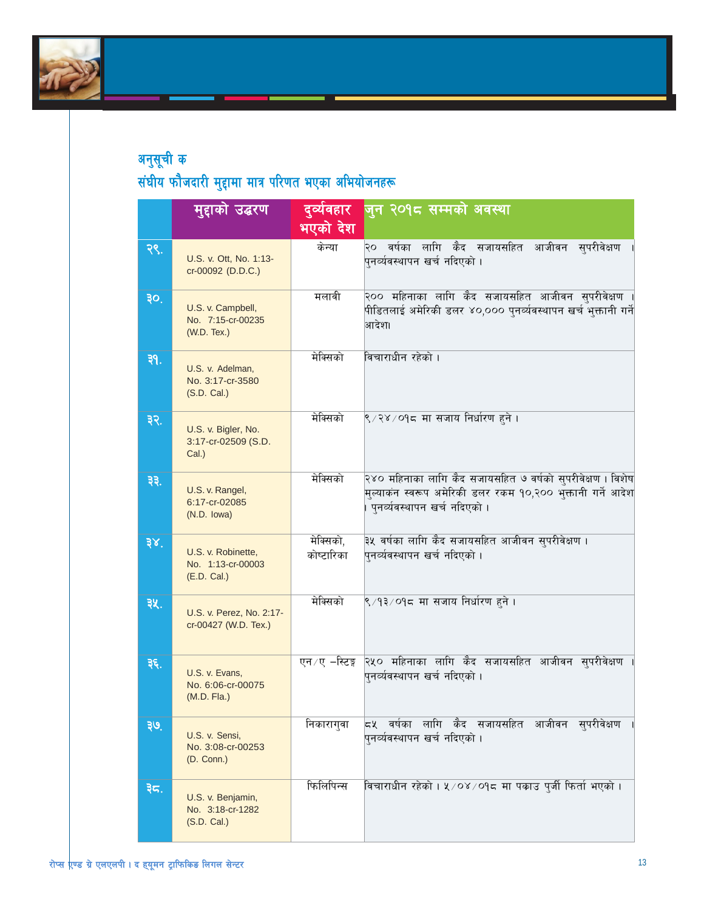## अनुसूची क

## संघीय फौजदारी मुद्दामा मात्र परिणत भएका अभियोजनहरू

| | मुद्दाको उद्धरण | दुर्व्यवहार भएको देश | जुन २०१८ सम्मको अवस्था |
|---|---|---|---|
| २९. | U.S. v. Ott, No. 1:13-cr-00092 (D.D.C.) | केन्या | २० वर्षका लागि कैद सजायसहित आजीवन सुपरीवेक्षण । पुनर्व्यवस्थापन खर्च नदिएको । |
| ३०. | U.S. v. Campbell, No. 7:15-cr-00235 (W.D. Tex.) | मलावी | २०० महिनाका लागि कैद सजायसहित आजीवन सुपरीवेक्षण । पीडितलाई अमेरिकी डलर ४०,००० पुनर्व्यवस्थापन खर्च भुक्तानी गर्ने आदेश। |
| ३१. | U.S. v. Adelman, No. 3:17-cr-3580 (S.D. Cal.) | मेक्सिको | विचाराधीन रहेको । |
| ३२. | U.S. v. Bigler, No. 3:17-cr-02509 (S.D. Cal.) | मेक्सिको | ९/२४/०१८ मा सजाय निर्धारण हुने । |
| ३३. | U.S. v. Rangel, 6:17-cr-02085 (N.D. Iowa) | मेक्सिको | २४० महिनाका लागि कैद सजायसहित ७ वर्षको सुपरीवेक्षण । विशेष मुल्याकंन स्वरूप अमेरिकी डलर रकम १०,२०० भुक्तानी गर्ने आदेश । पुनर्व्यवस्थापन खर्च नदिएको । |
| ३४. | U.S. v. Robinette, No. 1:13-cr-00003 (E.D. Cal.) | मेक्सिको, कोष्टारिका | ३५ वर्षका लागि कैद सजायसहित आजीवन सुपरीवेक्षण । पुनर्व्यवस्थापन खर्च नदिएको । |
| ३५. | U.S. v. Perez, No. 2:17-cr-00427 (W.D. Tex.) | मेक्सिको | ९/१३/०१८ मा सजाय निर्धारण हुने । |
| ३६. | U.S. v. Evans, No. 6:06-cr-00075 (M.D. Fla.) | एन/ए –स्टिङ्ग | २५० महिनाका लागि कैद सजायसहित आजीवन सुपरीवेक्षण । पुनर्व्यवस्थापन खर्च नदिएको । |
| ३७. | U.S. v. Sensi, No. 3:08-cr-00253 (D. Conn.) | निकारागुवा | ८५ वर्षका लागि कैद सजायसहित आजीवन सुपरीवेक्षण । पुनर्व्यवस्थापन खर्च नदिएको । |
| ३८. | U.S. v. Benjamin, No. 3:18-cr-1282 (S.D. Cal.) | फिलिपिन्स | विचाराधीन रहेको । ५/०४/०१८ मा पक्राउ पुर्जी फिर्ता भएको । |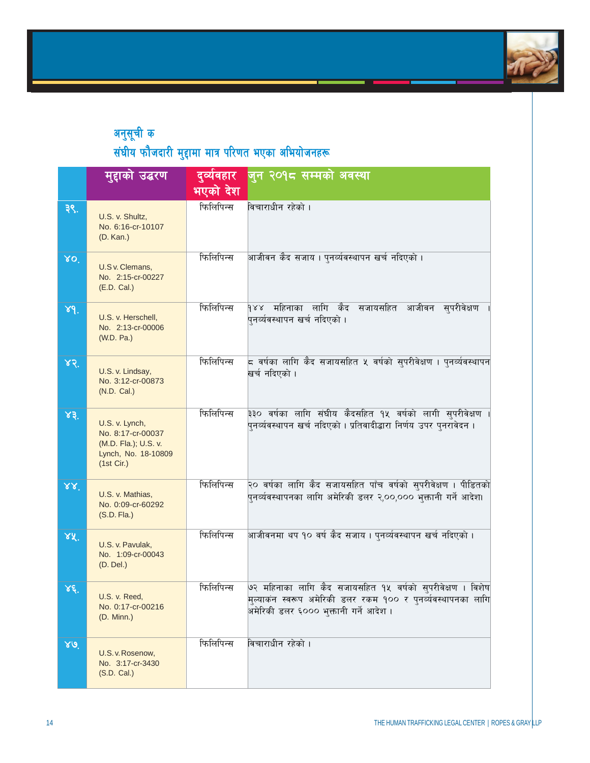## अनुसूची क

## संघीय फौजदारी मुद्दामा मात्र परिणत भएका अभियोजनहरू

| | मुद्दाको उद्धरण | दुर्व्यवहार भएको देश | जुन २०१८ सम्मको अवस्था |
|---|---|---|---|
| ३९. | U.S. v. Shultz, No. 6:16-cr-10107 (D. Kan.) | फिलिपिन्स | विचाराधीन रहेको । |
| ४०. | U.S v. Clemans, No. 2:15-cr-00227 (E.D. Cal.) | फिलिपिन्स | आजीवन कैद सजाय । पुनर्व्यवस्थापन खर्च नदिएको । |
| ४१. | U.S. v. Herschell, No. 2:13-cr-00006 (W.D. Pa.) | फिलिपिन्स | १४४ महिनाका लागि कैद सजायसहित आजीवन सुपरीवेक्षण । पुनर्व्यवस्थापन खर्च नदिएको । |
| ४२. | U.S. v. Lindsay, No. 3:12-cr-00873 (N.D. Cal.) | फिलिपिन्स | ८ वर्षका लागि कैद सजायसहित ५ वर्षको सुपरीवेक्षण । पुनर्व्यवस्थापन खर्च नदिएको । |
| ४३. | U.S. v. Lynch, No. 8:17-cr-00037 (M.D. Fla.); U.S. v. Lynch, No. 18-10809 (1st Cir.) | फिलिपिन्स | ३३० वर्षका लागि संघीय कैदसहित १५ वर्षको लागी सुपरीवेक्षण । पुनर्व्यवस्थापन खर्च नदिएको । प्रतिवादीद्धारा निर्णय उपर पुनरावेदन । |
| ४४. | U.S. v. Mathias, No. 0:09-cr-60292 (S.D. Fla.) | फिलिपिन्स | २० वर्षका लागि कैद सजायसहित पाँच वर्षको सुपरीवेक्षण । पीडितको पुनर्व्यवस्थापनका लागि अमेरिकी डलर २,००,००० भुक्तानी गर्ने आदेश। |
| ४५. | U.S. v. Pavulak, No. 1:09-cr-00043 (D. Del.) | फिलिपिन्स | आजीवनमा थप १० वर्ष कैद सजाय । पुनर्व्यवस्थापन खर्च नदिएको । |
| ४६. | U.S. v. Reed, No. 0:17-cr-00216 (D. Minn.) | फिलिपिन्स | ७२ महिनाका लागि कैद सजायसहित १५ वर्षको सुपरीवेक्षण । विशेष मुल्याकंन स्वरूप अमेरिकी डलर रकम १०० र पुनर्व्यवस्थापनका लागि अमेरिकी डलर ६००० भुक्तानी गर्ने आदेश । |
| ४७. | U.S. v. Rosenow, No. 3:17-cr-3430 (S.D. Cal.) | फिलिपिन्स | विचाराधीन रहेको । |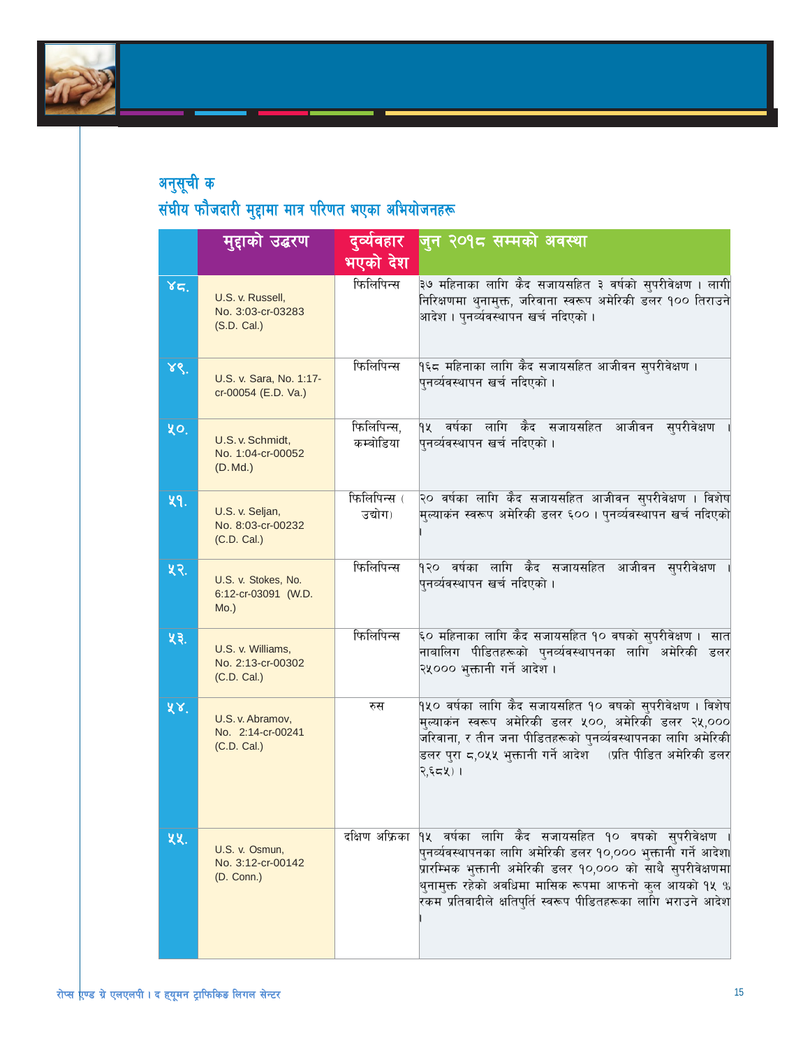## अनुसूची क

## संघीय फौजदारी मुद्दामा मात्र परिणत भएका अभियोजनहरू

| | मुद्दाको उद्धरण | दुर्व्यवहार भएको देश | जुन २०१८ सम्मको अवस्था |
|---|---|---|---|
| ४८. | U.S. v. Russell, No. 3:03-cr-03283 (S.D. Cal.) | फिलिपिन्स | ३७ महिनाका लागि कैद सजायसहित ३ वर्षको सुपरीवेक्षण । लागी निरिक्षणमा थुनामुक्त, जरिवाना स्वरूप अमेरिकी डलर १०० तिराउने आदेश । पुनर्व्यवस्थापन खर्च नदिएको । |
| ४९. | U.S. v. Sara, No. 1:17-cr-00054 (E.D. Va.) | फिलिपिन्स | १६८ महिनाका लागि कैद सजायसहित आजीवन सुपरीवेक्षण । पुनर्व्यवस्थापन खर्च नदिएको । |
| ५०. | U.S. v. Schmidt, No. 1:04-cr-00052 (D. Md.) | फिलिपिन्स, कम्बोडिया | १५ वर्षका लागि कैद सजायसहित आजीवन सुपरीवेक्षण । पुनर्व्यवस्थापन खर्च नदिएको । |
| ५१. | U.S. v. Seljan, No. 8:03-cr-00232 (C.D. Cal.) | फिलिपिन्स (उद्योग) | २० वर्षका लागि कैद सजायसहित आजीवन सुपरीवेक्षण । विशेष मुल्याकंन स्वरूप अमेरिकी डलर ६०० । पुनर्व्यवस्थापन खर्च नदिएको । |
| ५२. | U.S. v. Stokes, No. 6:12-cr-03091 (W.D. Mo.) | फिलिपिन्स | १२० वर्षका लागि कैद सजायसहित आजीवन सुपरीवेक्षण । पुनर्व्यवस्थापन खर्च नदिएको । |
| ५३. | U.S. v. Williams, No. 2:13-cr-00302 (C.D. Cal.) | फिलिपिन्स | ६० महिनाका लागि कैद सजायसहित १० वषको सुपरीवेक्षण । सात नाबालिग पीडितहरूको पुनर्व्यवस्थापनका लागि अमेरिकी डलर २५००० भुक्तानी गर्ने आदेश । |
| ५४. | U.S. v. Abramov, No. 2:14-cr-00241 (C.D. Cal.) | रुस | १५० वर्षका लागि कैद सजायसहित १० वषको सुपरीवेक्षण । विशेष मुल्याकंन स्वरूप अमेरिकी डलर ५००, अमेरिकी डलर २५,००० जरिवाना, र तीन जना पीडितहरूको पुनर्व्यवस्थापनका लागि अमेरिकी डलर पुरा ८,०५५ भुक्तानी गर्ने आदेश (प्रति पीडित अमेरिकी डलर २,६८५) । |
| ५५. | U.S. v. Osmun, No. 3:12-cr-00142 (D. Conn.) | दक्षिण अफ्रिका | १५ वर्षका लागि कैद सजायसहित १० वषको सुपरीवेक्षण । पुनर्व्यवस्थापनका लागि अमेरिकी डलर १०,००० भुक्तानी गर्ने आदेश। प्रारम्भिक भुक्तानी अमेरिकी डलर १०,००० को साथै सुपरीवेक्षणमा थुनामुक्त रहेको अवधिमा मासिक रूपमा आफ्नो कुल आयको १५ % रकम प्रतिवादीले क्षतिपुर्ति स्वरूप पीडितहरूका लागि भराउने आदेश । |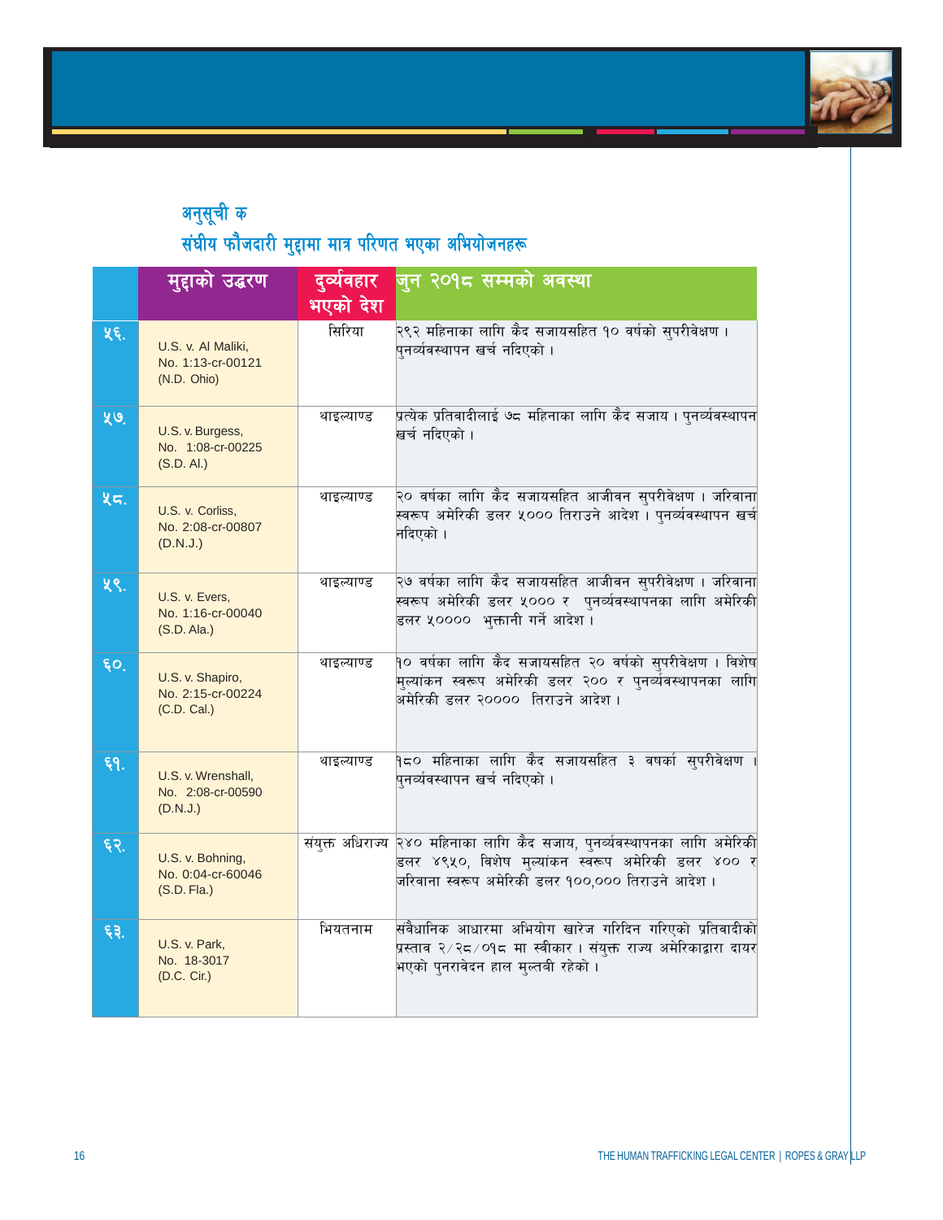## अनुसूची क

## संघीय फौजदारी मुद्दामा मात्र परिणत भएका अभियोजनहरू

| | मुद्दाको उद्धरण | दुर्व्यवहार भएको देश | जुन २०१८ सम्मको अवस्था |
|---|---|---|---|
| ५६. | U.S. v. Al Maliki, No. 1:13-cr-00121 (N.D. Ohio) | सिरिया | २९२ महिनाका लागि कैद सजायसहित १० वर्षको सुपरीवेक्षण। पुनर्व्यवस्थापन खर्च नदिएको। |
| ५७. | U.S. v. Burgess, No. 1:08-cr-00225 (S.D. Al.) | थाइल्याण्ड | प्रत्येक प्रतिवादीलाई ७८ महिनाका लागि कैद सजाय। पुनर्व्यवस्थापन खर्च नदिएको। |
| ५८. | U.S. v. Corliss, No. 2:08-cr-00807 (D.N.J.) | थाइल्याण्ड | २० वर्षका लागि कैद सजायसहित आजीवन सुपरीवेक्षण। जरिवाना स्वरूप अमेरिकी डलर ५००० तिराउने आदेश। पुनर्व्यवस्थापन खर्च नदिएको। |
| ५९. | U.S. v. Evers, No. 1:16-cr-00040 (S.D. Ala.) | थाइल्याण्ड | २७ वर्षका लागि कैद सजायसहित आजीवन सुपरीवेक्षण। जरिवाना स्वरूप अमेरिकी डलर ५००० र पुनर्व्यवस्थापनका लागि अमेरिकी डलर ५०००० भुक्तानी गर्ने आदेश। |
| ६०. | U.S. v. Shapiro, No. 2:15-cr-00224 (C.D. Cal.) | थाइल्याण्ड | १० वर्षका लागि कैद सजायसहित २० वर्षको सुपरीवेक्षण। विशेष मुल्यांकन स्वरूप अमेरिकी डलर २०० र पुनर्व्यवस्थापनका लागि अमेरिकी डलर २०००० तिराउने आदेश। |
| ६१. | U.S. v. Wrenshall, No. 2:08-cr-00590 (D.N.J.) | थाइल्याण्ड | १८० महिनाका लागि कैद सजायसहित ३ वर्षको सुपरीवेक्षण। पुनर्व्यवस्थापन खर्च नदिएको। |
| ६२. | U.S. v. Bohning, No. 0:04-cr-60046 (S.D. Fla.) | संयुक्त अधिराज्य | २४० महिनाका लागि कैद सजाय, पुनर्व्यवस्थापनका लागि अमेरिकी डलर ४९५०, विशेष मुल्यांकन स्वरूप अमेरिकी डलर ४०० र जरिवाना स्वरूप अमेरिकी डलर १००,००० तिराउने आदेश। |
| ६३. | U.S. v. Park, No. 18-3017 (D.C. Cir.) | भियतनाम | संवैधानिक आधारमा अभियोग खारेज गरिदिन गरिएको प्रतिवादीको प्रस्ताव २/२८/०१८ मा स्वीकार। संयुक्त राज्य अमेरिकाद्वारा दायर भएको पुनरावेदन हाल मुल्तबी रहेको। |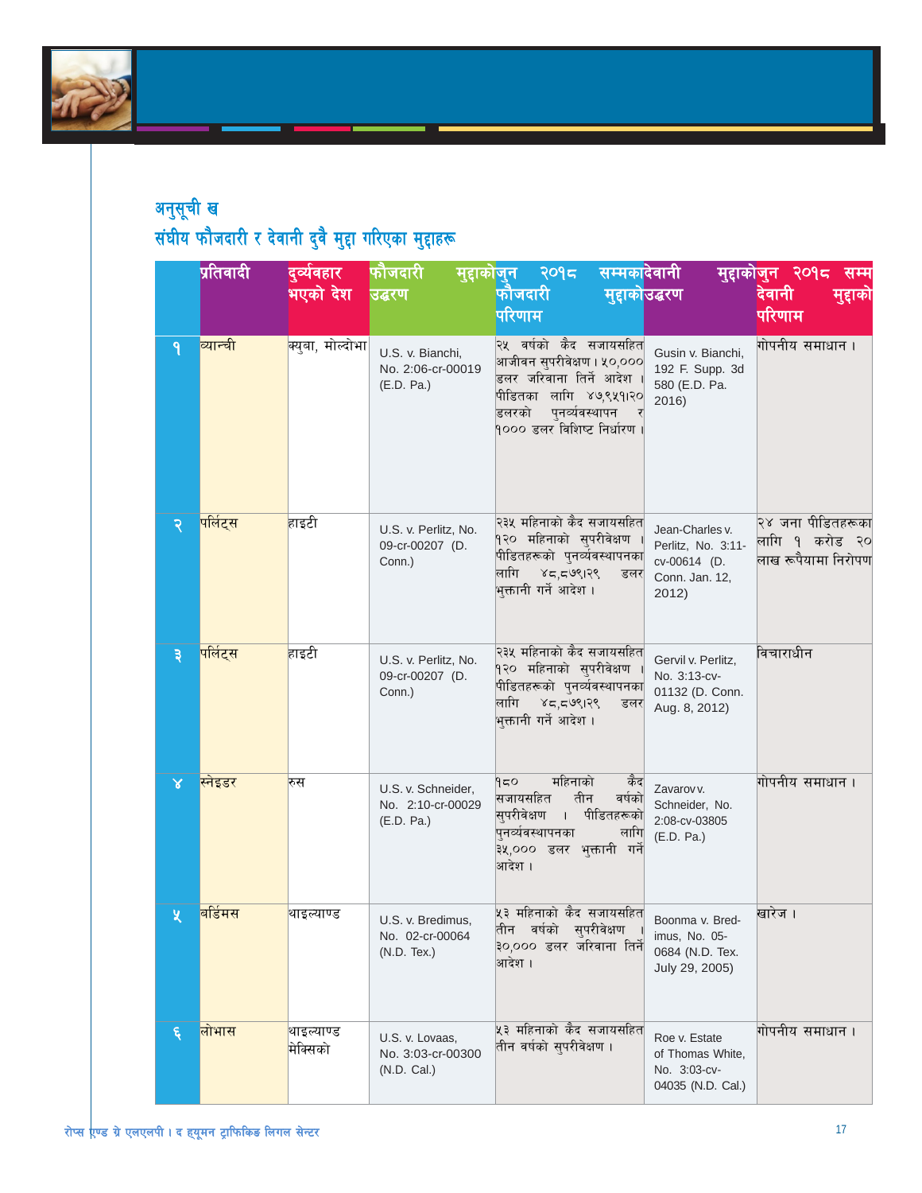## अनुसूची ख

## संघीय फौजदारी र देवानी दुवै मुद्दा गरिएका मुद्दाहरू

| | प्रतिवादी | दुर्व्यवहार भएको देश | फौजदारी मुद्दाको उद्धरण | जुन २०१८ सम्मका फौजदारी मुद्दाको परिणाम | देवानी मुद्दाको उद्धरण | जुन २०१८ सम्म देवानी मुद्दाको परिणाम |
|---|---|---|---|---|---|---|
| १ | ब्यान्ची | क्युबा, मोल्दोभा | U.S. v. Bianchi, No. 2:06-cr-00019 (E.D. Pa.) | २५ वर्षको कैद सजायसहित आजीवन सुपरीवेक्षण। ५०,००० डलर जरिवाना तिर्ने आदेश। पीडितका लागि ४७,९५१।२० डलरको पुनर्व्यवस्थापन र १००० डलर विशिष्ट निर्धारण। | Gusin v. Bianchi, 192 F. Supp. 3d 580 (E.D. Pa. 2016) | गोपनीय समाधान। |
| २ | पर्लिट्स | हाइटी | U.S. v. Perlitz, No. 09-cr-00207 (D. Conn.) | २३५ महिनाको कैद सजायसहित १२० महिनाको सुपरीवेक्षण। पीडितहरूको पुनर्व्यवस्थापनका लागि ४८,८७९।२९ डलर भुक्तानी गर्ने आदेश। | Jean-Charles v. Perlitz, No. 3:11-cv-00614 (D. Conn. Jan. 12, 2012) | २४ जना पीडितहरूका लागि १ करोड २० लाख रूपैयामा निरोपण |
| ३ | पर्लिट्स | हाइटी | U.S. v. Perlitz, No. 09-cr-00207 (D. Conn.) | २३५ महिनाको कैद सजायसहित १२० महिनाको सुपरीवेक्षण। पीडितहरूको पुनर्व्यवस्थापनका लागि ४८,८७९।२९ डलर भुक्तानी गर्ने आदेश। | Gervil v. Perlitz, No. 3:13-cv-01132 (D. Conn. Aug. 8, 2012) | विचाराधीन |
| ४ | स्नेइडर | रुस | U.S. v. Schneider, No. 2:10-cr-00029 (E.D. Pa.) | १८० महिनाको कैद सजायसहित तीन वर्षको सुपरीवेक्षण। पीडितहरूको पुनर्व्यवस्थापनका लागि ३५,००० डलर भुक्तानी गर्ने आदेश। | Zavarov v. Schneider, No. 2:08-cv-03805 (E.D. Pa.) | गोपनीय समाधान। |
| ५ | बर्डिमस | थाइल्याण्ड | U.S. v. Bredimus, No. 02-cr-00064 (N.D. Tex.) | ५३ महिनाको कैद सजायसहित तीन वर्षको सुपरीवेक्षण। ३०,००० डलर जरिवाना तिर्ने आदेश। | Boonma v. Bredimus, No. 05-0684 (N.D. Tex. July 29, 2005) | खारेज। |
| ६ | लोभास | थाइल्याण्ड मेक्सिको | U.S. v. Lovaas, No. 3:03-cr-00300 (N.D. Cal.) | ५३ महिनाको कैद सजायसहित तीन वर्षको सुपरीवेक्षण। | Roe v. Estate of Thomas White, No. 3:03-cv-04035 (N.D. Cal.) | गोपनीय समाधान। |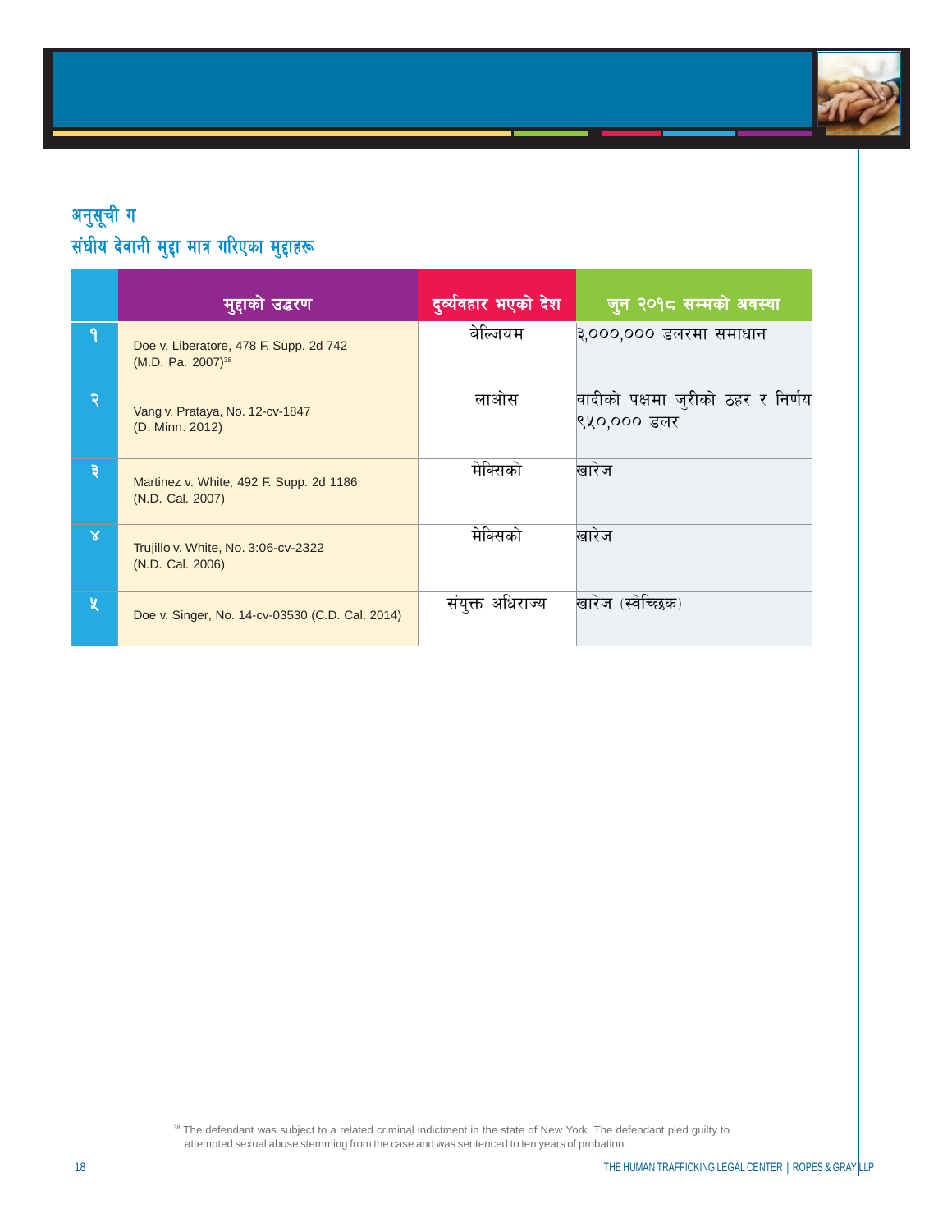## अनुसूची ग
## संघीय देवानी मुद्दा मात्र गरिएका मुद्दाहरू

| | मुद्दाको उद्धरण | दुर्व्यवहार भएको देश | जुन २०१८ सम्मको अवस्था |
|---|---|---|---|
| १ | Doe v. Liberatore, 478 F. Supp. 2d 742 (M.D. Pa. 2007)[38] | बेल्जियम | ३,०००,००० डलरमा समाधान |
| २ | Vang v. Prataya, No. 12-cv-1847 (D. Minn. 2012) | लाओस | वादीको पक्षमा जुरीको ठहर र निर्णय ९५०,००० डलर |
| ३ | Martinez v. White, 492 F. Supp. 2d 1186 (N.D. Cal. 2007) | मेक्सिको | खारेज |
| ४ | Trujillo v. White, No. 3:06-cv-2322 (N.D. Cal. 2006) | मेक्सिको | खारेज |
| ५ | Doe v. Singer, No. 14-cv-03530 (C.D. Cal. 2014) | संयुक्त अधिराज्य | खारेज (स्वेच्छिक) |

[38] The defendant was subject to a related criminal indictment in the state of New York. The defendant pled guilty to attempted sexual abuse stemming from the case and was sentenced to ten years of probation.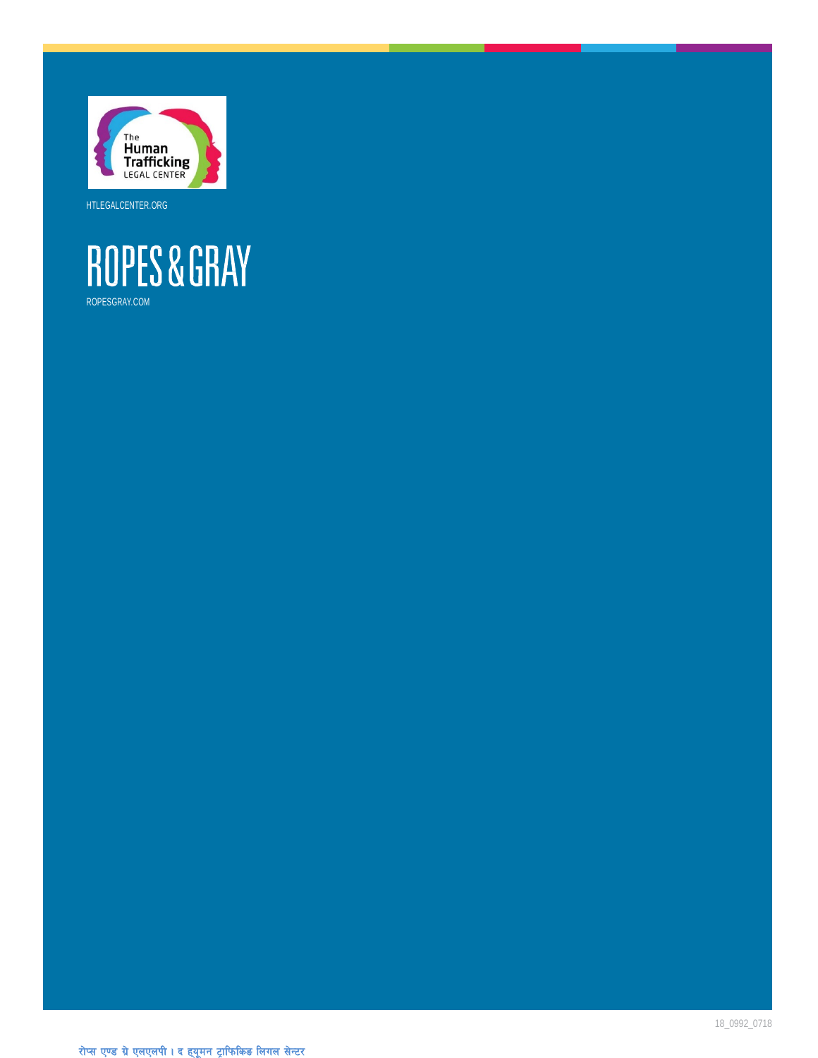The Human Trafficking LEGAL CENTER

HTLEGALCENTER.ORG

ROPES & GRAY

ROPESGRAY.COM

18_0992_0718